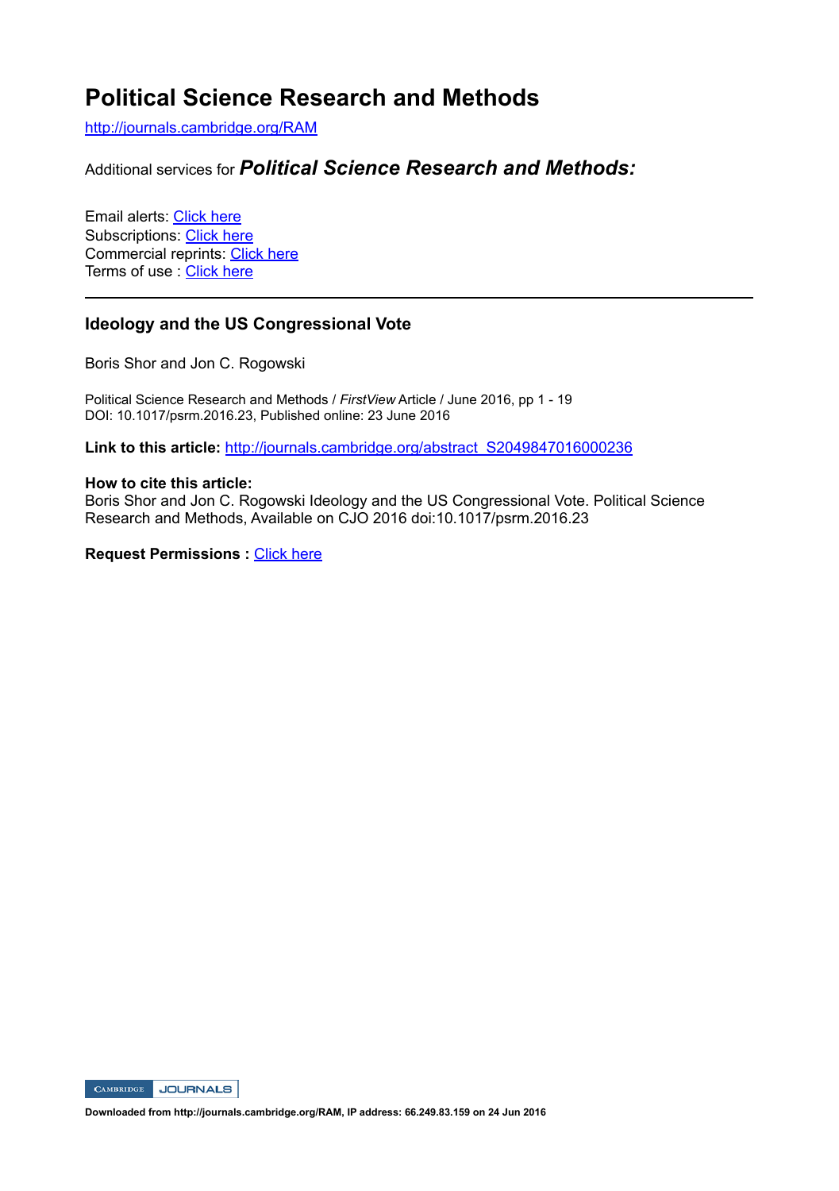# Political Science Research and Methods

http://journals.cambridge.org/RAM

Additional services for ***Political Science Research and Methods:***

Email alerts: Click here
Subscriptions: Click here
Commercial reprints: Click here
Terms of use : Click here

---

## Ideology and the US Congressional Vote

Boris Shor and Jon C. Rogowski

Political Science Research and Methods / *FirstView* Article / June 2016, pp 1 - 19
DOI: 10.1017/psrm.2016.23, Published online: 23 June 2016

**Link to this article:** http://journals.cambridge.org/abstract_S2049847016000236

**How to cite this article:**
Boris Shor and Jon C. Rogowski Ideology and the US Congressional Vote. Political Science Research and Methods, Available on CJO 2016 doi:10.1017/psrm.2016.23

**Request Permissions :** Click here

**Downloaded from http://journals.cambridge.org/RAM, IP address: 66.249.83.159 on 24 Jun 2016**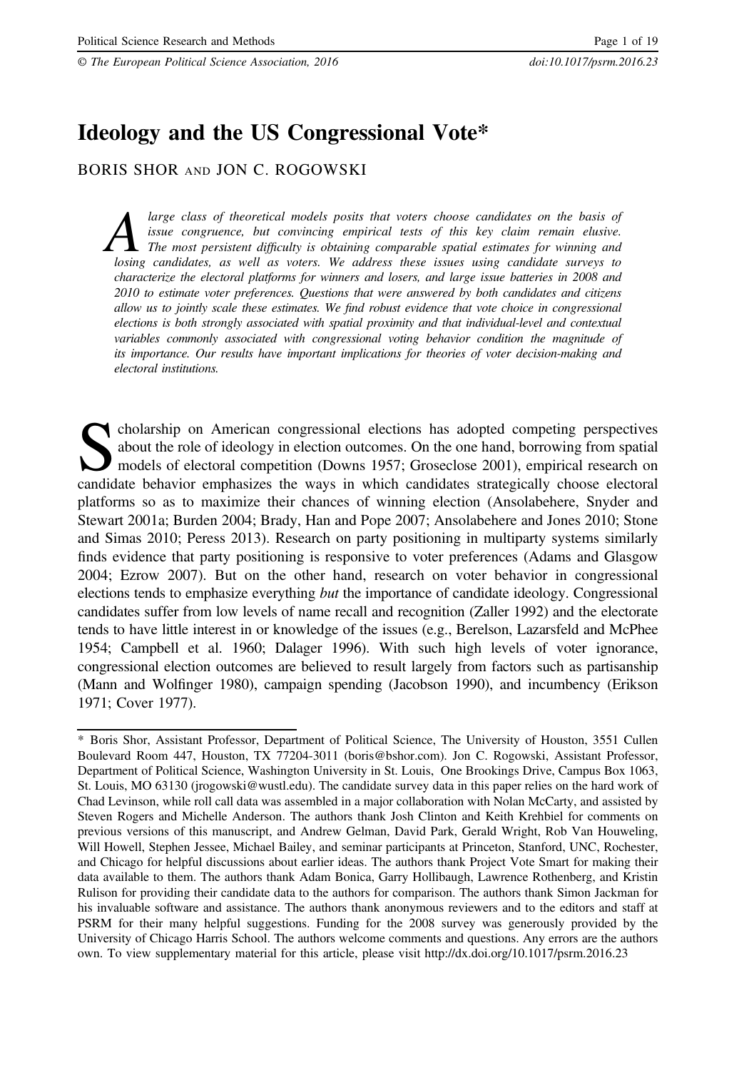# Ideology and the US Congressional Vote*

BORIS SHOR AND JON C. ROGOWSKI

*A large class of theoretical models posits that voters choose candidates on the basis of issue congruence, but convincing empirical tests of this key claim remain elusive. The most persistent difficulty is obtaining comparable spatial estimates for winning and losing candidates, as well as voters. We address these issues using candidate surveys to characterize the electoral platforms for winners and losers, and large issue batteries in 2008 and 2010 to estimate voter preferences. Questions that were answered by both candidates and citizens allow us to jointly scale these estimates. We find robust evidence that vote choice in congressional elections is both strongly associated with spatial proximity and that individual-level and contextual variables commonly associated with congressional voting behavior condition the magnitude of its importance. Our results have important implications for theories of voter decision-making and electoral institutions.*

Scholarship on American congressional elections has adopted competing perspectives about the role of ideology in election outcomes. On the one hand, borrowing from spatial models of electoral competition (Downs 1957; Groseclose 2001), empirical research on candidate behavior emphasizes the ways in which candidates strategically choose electoral platforms so as to maximize their chances of winning election (Ansolabehere, Snyder and Stewart 2001a; Burden 2004; Brady, Han and Pope 2007; Ansolabehere and Jones 2010; Stone and Simas 2010; Peress 2013). Research on party positioning in multiparty systems similarly finds evidence that party positioning is responsive to voter preferences (Adams and Glasgow 2004; Ezrow 2007). But on the other hand, research on voter behavior in congressional elections tends to emphasize everything *but* the importance of candidate ideology. Congressional candidates suffer from low levels of name recall and recognition (Zaller 1992) and the electorate tends to have little interest in or knowledge of the issues (e.g., Berelson, Lazarsfeld and McPhee 1954; Campbell et al. 1960; Dalager 1996). With such high levels of voter ignorance, congressional election outcomes are believed to result largely from factors such as partisanship (Mann and Wolfinger 1980), campaign spending (Jacobson 1990), and incumbency (Erikson 1971; Cover 1977).

---

\* Boris Shor, Assistant Professor, Department of Political Science, The University of Houston, 3551 Cullen Boulevard Room 447, Houston, TX 77204-3011 (boris@bshor.com). Jon C. Rogowski, Assistant Professor, Department of Political Science, Washington University in St. Louis, One Brookings Drive, Campus Box 1063, St. Louis, MO 63130 (jrogowski@wustl.edu). The candidate survey data in this paper relies on the hard work of Chad Levinson, while roll call data was assembled in a major collaboration with Nolan McCarty, and assisted by Steven Rogers and Michelle Anderson. The authors thank Josh Clinton and Keith Krehbiel for comments on previous versions of this manuscript, and Andrew Gelman, David Park, Gerald Wright, Rob Van Houweling, Will Howell, Stephen Jessee, Michael Bailey, and seminar participants at Princeton, Stanford, UNC, Rochester, and Chicago for helpful discussions about earlier ideas. The authors thank Project Vote Smart for making their data available to them. The authors thank Adam Bonica, Garry Hollibaugh, Lawrence Rothenberg, and Kristin Rulison for providing their candidate data to the authors for comparison. The authors thank Simon Jackman for his invaluable software and assistance. The authors thank anonymous reviewers and to the editors and staff at PSRM for their many helpful suggestions. Funding for the 2008 survey was generously provided by the University of Chicago Harris School. The authors welcome comments and questions. Any errors are the authors own. To view supplementary material for this article, please visit http://dx.doi.org/10.1017/psrm.2016.23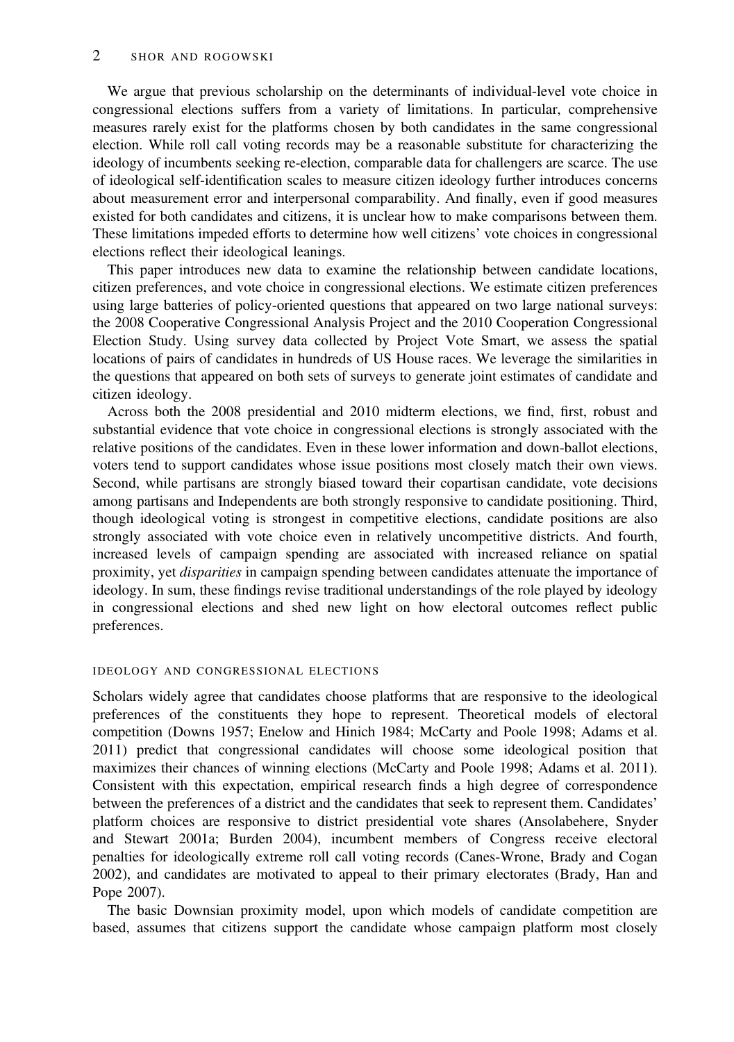We argue that previous scholarship on the determinants of individual-level vote choice in congressional elections suffers from a variety of limitations. In particular, comprehensive measures rarely exist for the platforms chosen by both candidates in the same congressional election. While roll call voting records may be a reasonable substitute for characterizing the ideology of incumbents seeking re-election, comparable data for challengers are scarce. The use of ideological self-identification scales to measure citizen ideology further introduces concerns about measurement error and interpersonal comparability. And finally, even if good measures existed for both candidates and citizens, it is unclear how to make comparisons between them. These limitations impeded efforts to determine how well citizens' vote choices in congressional elections reflect their ideological leanings.

This paper introduces new data to examine the relationship between candidate locations, citizen preferences, and vote choice in congressional elections. We estimate citizen preferences using large batteries of policy-oriented questions that appeared on two large national surveys: the 2008 Cooperative Congressional Analysis Project and the 2010 Cooperation Congressional Election Study. Using survey data collected by Project Vote Smart, we assess the spatial locations of pairs of candidates in hundreds of US House races. We leverage the similarities in the questions that appeared on both sets of surveys to generate joint estimates of candidate and citizen ideology.

Across both the 2008 presidential and 2010 midterm elections, we find, first, robust and substantial evidence that vote choice in congressional elections is strongly associated with the relative positions of the candidates. Even in these lower information and down-ballot elections, voters tend to support candidates whose issue positions most closely match their own views. Second, while partisans are strongly biased toward their copartisan candidate, vote decisions among partisans and Independents are both strongly responsive to candidate positioning. Third, though ideological voting is strongest in competitive elections, candidate positions are also strongly associated with vote choice even in relatively uncompetitive districts. And fourth, increased levels of campaign spending are associated with increased reliance on spatial proximity, yet *disparities* in campaign spending between candidates attenuate the importance of ideology. In sum, these findings revise traditional understandings of the role played by ideology in congressional elections and shed new light on how electoral outcomes reflect public preferences.

## IDEOLOGY AND CONGRESSIONAL ELECTIONS

Scholars widely agree that candidates choose platforms that are responsive to the ideological preferences of the constituents they hope to represent. Theoretical models of electoral competition (Downs 1957; Enelow and Hinich 1984; McCarty and Poole 1998; Adams et al. 2011) predict that congressional candidates will choose some ideological position that maximizes their chances of winning elections (McCarty and Poole 1998; Adams et al. 2011). Consistent with this expectation, empirical research finds a high degree of correspondence between the preferences of a district and the candidates that seek to represent them. Candidates' platform choices are responsive to district presidential vote shares (Ansolabehere, Snyder and Stewart 2001a; Burden 2004), incumbent members of Congress receive electoral penalties for ideologically extreme roll call voting records (Canes-Wrone, Brady and Cogan 2002), and candidates are motivated to appeal to their primary electorates (Brady, Han and Pope 2007).

The basic Downsian proximity model, upon which models of candidate competition are based, assumes that citizens support the candidate whose campaign platform most closely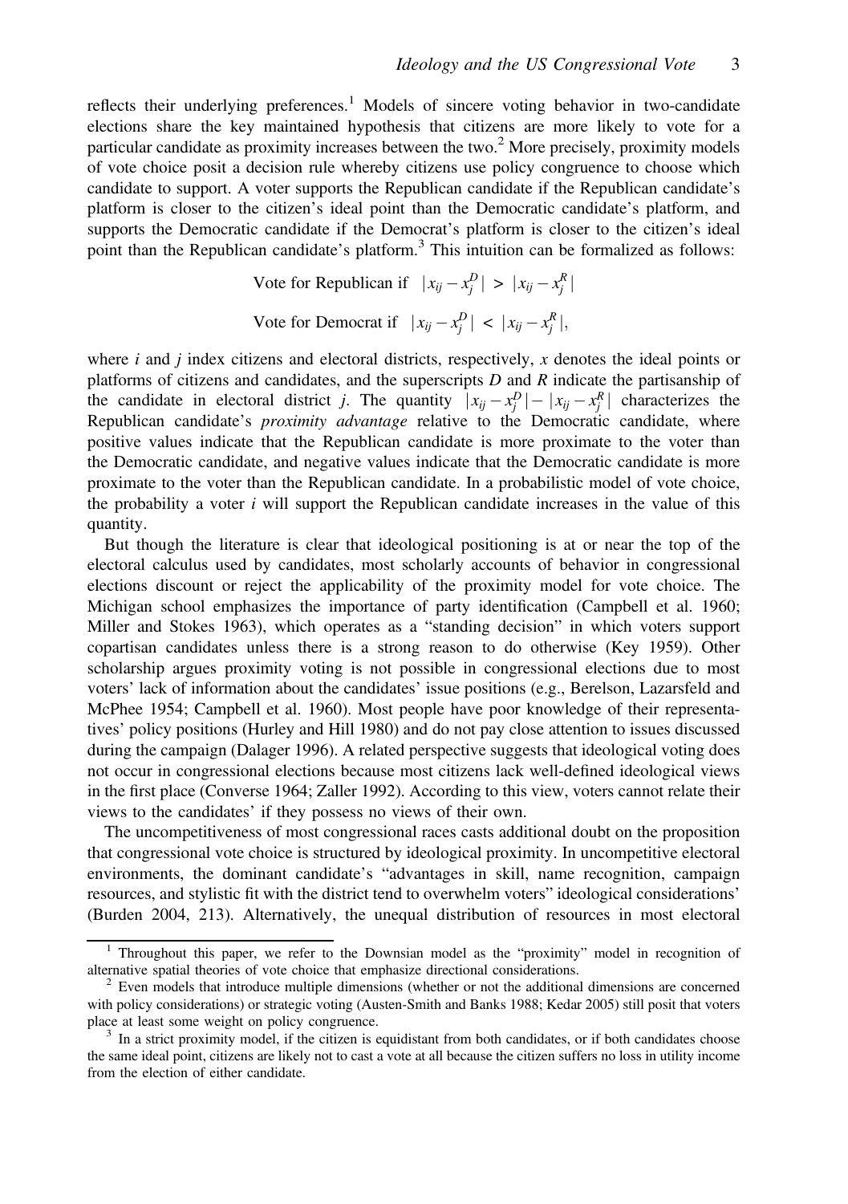reflects their underlying preferences.[1] Models of sincere voting behavior in two-candidate elections share the key maintained hypothesis that citizens are more likely to vote for a particular candidate as proximity increases between the two.[2] More precisely, proximity models of vote choice posit a decision rule whereby citizens use policy congruence to choose which candidate to support. A voter supports the Republican candidate if the Republican candidate's platform is closer to the citizen's ideal point than the Democratic candidate's platform, and supports the Democratic candidate if the Democrat's platform is closer to the citizen's ideal point than the Republican candidate's platform.[3] This intuition can be formalized as follows:

$$\text{Vote for Republican if} \quad |x_{ij} - x_j^D| > |x_{ij} - x_j^R|$$

$$\text{Vote for Democrat if} \quad |x_{ij} - x_j^D| < |x_{ij} - x_j^R|,$$

where $i$ and $j$ index citizens and electoral districts, respectively, $x$ denotes the ideal points or platforms of citizens and candidates, and the superscripts $D$ and $R$ indicate the partisanship of the candidate in electoral district $j$. The quantity $|x_{ij} - x_j^D| - |x_{ij} - x_j^R|$ characterizes the Republican candidate's *proximity advantage* relative to the Democratic candidate, where positive values indicate that the Republican candidate is more proximate to the voter than the Democratic candidate, and negative values indicate that the Democratic candidate is more proximate to the voter than the Republican candidate. In a probabilistic model of vote choice, the probability a voter $i$ will support the Republican candidate increases in the value of this quantity.

But though the literature is clear that ideological positioning is at or near the top of the electoral calculus used by candidates, most scholarly accounts of behavior in congressional elections discount or reject the applicability of the proximity model for vote choice. The Michigan school emphasizes the importance of party identification (Campbell et al. 1960; Miller and Stokes 1963), which operates as a "standing decision" in which voters support copartisan candidates unless there is a strong reason to do otherwise (Key 1959). Other scholarship argues proximity voting is not possible in congressional elections due to most voters' lack of information about the candidates' issue positions (e.g., Berelson, Lazarsfeld and McPhee 1954; Campbell et al. 1960). Most people have poor knowledge of their representatives' policy positions (Hurley and Hill 1980) and do not pay close attention to issues discussed during the campaign (Dalager 1996). A related perspective suggests that ideological voting does not occur in congressional elections because most citizens lack well-defined ideological views in the first place (Converse 1964; Zaller 1992). According to this view, voters cannot relate their views to the candidates' if they possess no views of their own.

The uncompetitiveness of most congressional races casts additional doubt on the proposition that congressional vote choice is structured by ideological proximity. In uncompetitive electoral environments, the dominant candidate's "advantages in skill, name recognition, campaign resources, and stylistic fit with the district tend to overwhelm voters" ideological considerations' (Burden 2004, 213). Alternatively, the unequal distribution of resources in most electoral

[1] Throughout this paper, we refer to the Downsian model as the "proximity" model in recognition of alternative spatial theories of vote choice that emphasize directional considerations.

[2] Even models that introduce multiple dimensions (whether or not the additional dimensions are concerned with policy considerations) or strategic voting (Austen-Smith and Banks 1988; Kedar 2005) still posit that voters place at least some weight on policy congruence.

[3] In a strict proximity model, if the citizen is equidistant from both candidates, or if both candidates choose the same ideal point, citizens are likely not to cast a vote at all because the citizen suffers no loss in utility income from the election of either candidate.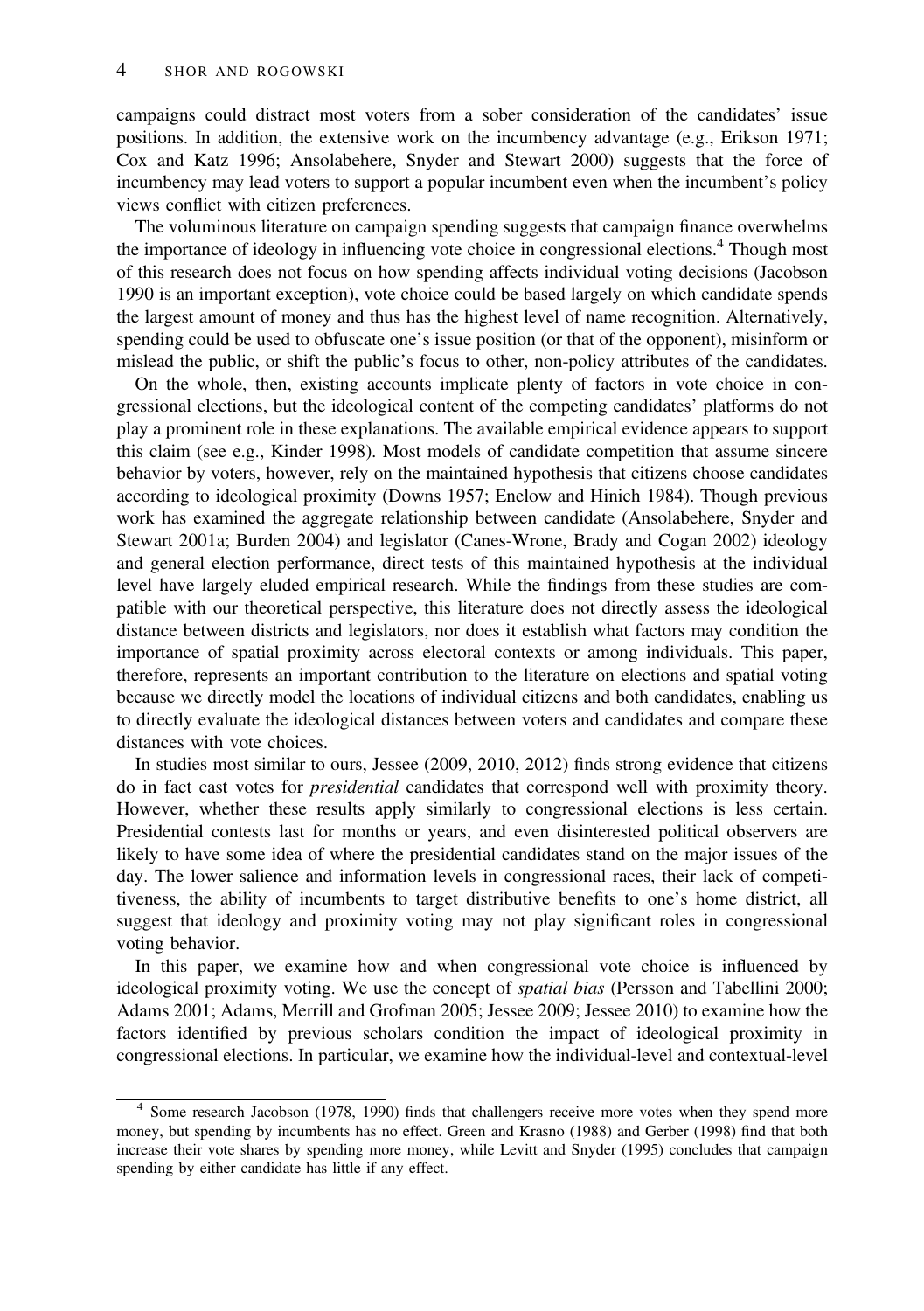campaigns could distract most voters from a sober consideration of the candidates' issue positions. In addition, the extensive work on the incumbency advantage (e.g., Erikson 1971; Cox and Katz 1996; Ansolabehere, Snyder and Stewart 2000) suggests that the force of incumbency may lead voters to support a popular incumbent even when the incumbent's policy views conflict with citizen preferences.

The voluminous literature on campaign spending suggests that campaign finance overwhelms the importance of ideology in influencing vote choice in congressional elections.[4] Though most of this research does not focus on how spending affects individual voting decisions (Jacobson 1990 is an important exception), vote choice could be based largely on which candidate spends the largest amount of money and thus has the highest level of name recognition. Alternatively, spending could be used to obfuscate one's issue position (or that of the opponent), misinform or mislead the public, or shift the public's focus to other, non-policy attributes of the candidates.

On the whole, then, existing accounts implicate plenty of factors in vote choice in congressional elections, but the ideological content of the competing candidates' platforms do not play a prominent role in these explanations. The available empirical evidence appears to support this claim (see e.g., Kinder 1998). Most models of candidate competition that assume sincere behavior by voters, however, rely on the maintained hypothesis that citizens choose candidates according to ideological proximity (Downs 1957; Enelow and Hinich 1984). Though previous work has examined the aggregate relationship between candidate (Ansolabehere, Snyder and Stewart 2001a; Burden 2004) and legislator (Canes-Wrone, Brady and Cogan 2002) ideology and general election performance, direct tests of this maintained hypothesis at the individual level have largely eluded empirical research. While the findings from these studies are compatible with our theoretical perspective, this literature does not directly assess the ideological distance between districts and legislators, nor does it establish what factors may condition the importance of spatial proximity across electoral contexts or among individuals. This paper, therefore, represents an important contribution to the literature on elections and spatial voting because we directly model the locations of individual citizens and both candidates, enabling us to directly evaluate the ideological distances between voters and candidates and compare these distances with vote choices.

In studies most similar to ours, Jessee (2009, 2010, 2012) finds strong evidence that citizens do in fact cast votes for *presidential* candidates that correspond well with proximity theory. However, whether these results apply similarly to congressional elections is less certain. Presidential contests last for months or years, and even disinterested political observers are likely to have some idea of where the presidential candidates stand on the major issues of the day. The lower salience and information levels in congressional races, their lack of competitiveness, the ability of incumbents to target distributive benefits to one's home district, all suggest that ideology and proximity voting may not play significant roles in congressional voting behavior.

In this paper, we examine how and when congressional vote choice is influenced by ideological proximity voting. We use the concept of *spatial bias* (Persson and Tabellini 2000; Adams 2001; Adams, Merrill and Grofman 2005; Jessee 2009; Jessee 2010) to examine how the factors identified by previous scholars condition the impact of ideological proximity in congressional elections. In particular, we examine how the individual-level and contextual-level

[4] Some research Jacobson (1978, 1990) finds that challengers receive more votes when they spend more money, but spending by incumbents has no effect. Green and Krasno (1988) and Gerber (1998) find that both increase their vote shares by spending more money, while Levitt and Snyder (1995) concludes that campaign spending by either candidate has little if any effect.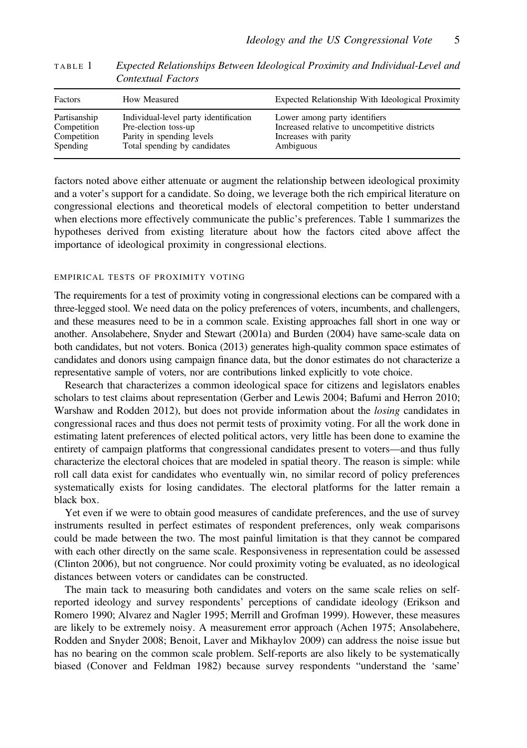TABLE 1 *Expected Relationships Between Ideological Proximity and Individual-Level and Contextual Factors*

| Factors | How Measured | Expected Relationship With Ideological Proximity |
|---|---|---|
| Partisanship | Individual-level party identification | Lower among party identifiers |
| Competition | Pre-election toss-up | Increased relative to uncompetitive districts |
| Competition | Parity in spending levels | Increases with parity |
| Spending | Total spending by candidates | Ambiguous |

factors noted above either attenuate or augment the relationship between ideological proximity and a voter's support for a candidate. So doing, we leverage both the rich empirical literature on congressional elections and theoretical models of electoral competition to better understand when elections more effectively communicate the public's preferences. Table 1 summarizes the hypotheses derived from existing literature about how the factors cited above affect the importance of ideological proximity in congressional elections.

## EMPIRICAL TESTS OF PROXIMITY VOTING

The requirements for a test of proximity voting in congressional elections can be compared with a three-legged stool. We need data on the policy preferences of voters, incumbents, and challengers, and these measures need to be in a common scale. Existing approaches fall short in one way or another. Ansolabehere, Snyder and Stewart (2001a) and Burden (2004) have same-scale data on both candidates, but not voters. Bonica (2013) generates high-quality common space estimates of candidates and donors using campaign finance data, but the donor estimates do not characterize a representative sample of voters, nor are contributions linked explicitly to vote choice.

Research that characterizes a common ideological space for citizens and legislators enables scholars to test claims about representation (Gerber and Lewis 2004; Bafumi and Herron 2010; Warshaw and Rodden 2012), but does not provide information about the *losing* candidates in congressional races and thus does not permit tests of proximity voting. For all the work done in estimating latent preferences of elected political actors, very little has been done to examine the entirety of campaign platforms that congressional candidates present to voters—and thus fully characterize the electoral choices that are modeled in spatial theory. The reason is simple: while roll call data exist for candidates who eventually win, no similar record of policy preferences systematically exists for losing candidates. The electoral platforms for the latter remain a black box.

Yet even if we were to obtain good measures of candidate preferences, and the use of survey instruments resulted in perfect estimates of respondent preferences, only weak comparisons could be made between the two. The most painful limitation is that they cannot be compared with each other directly on the same scale. Responsiveness in representation could be assessed (Clinton 2006), but not congruence. Nor could proximity voting be evaluated, as no ideological distances between voters or candidates can be constructed.

The main tack to measuring both candidates and voters on the same scale relies on self-reported ideology and survey respondents' perceptions of candidate ideology (Erikson and Romero 1990; Alvarez and Nagler 1995; Merrill and Grofman 1999). However, these measures are likely to be extremely noisy. A measurement error approach (Achen 1975; Ansolabehere, Rodden and Snyder 2008; Benoit, Laver and Mikhaylov 2009) can address the noise issue but has no bearing on the common scale problem. Self-reports are also likely to be systematically biased (Conover and Feldman 1982) because survey respondents "understand the 'same'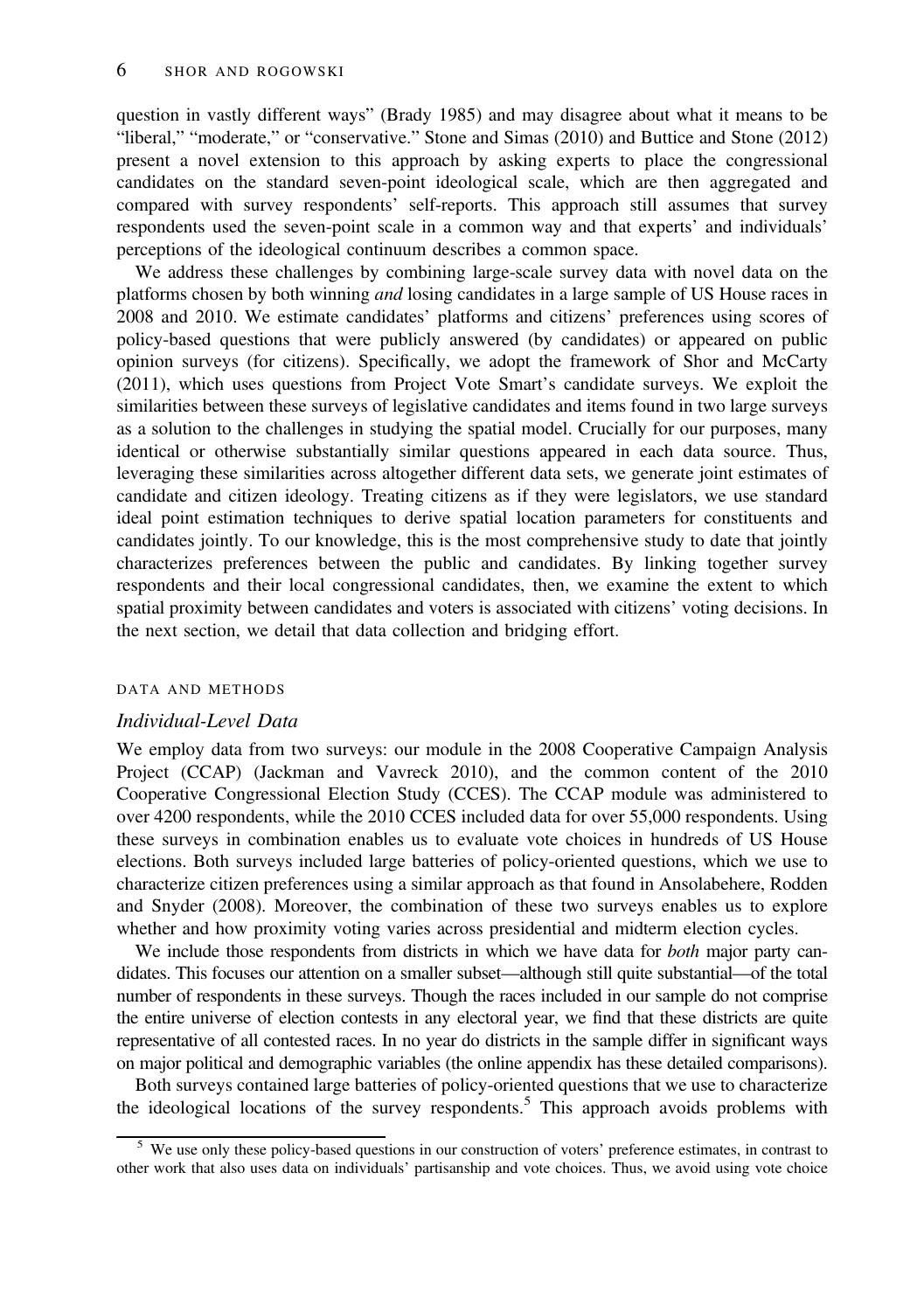question in vastly different ways" (Brady 1985) and may disagree about what it means to be "liberal," "moderate," or "conservative." Stone and Simas (2010) and Buttice and Stone (2012) present a novel extension to this approach by asking experts to place the congressional candidates on the standard seven-point ideological scale, which are then aggregated and compared with survey respondents' self-reports. This approach still assumes that survey respondents used the seven-point scale in a common way and that experts' and individuals' perceptions of the ideological continuum describes a common space.

We address these challenges by combining large-scale survey data with novel data on the platforms chosen by both winning *and* losing candidates in a large sample of US House races in 2008 and 2010. We estimate candidates' platforms and citizens' preferences using scores of policy-based questions that were publicly answered (by candidates) or appeared on public opinion surveys (for citizens). Specifically, we adopt the framework of Shor and McCarty (2011), which uses questions from Project Vote Smart's candidate surveys. We exploit the similarities between these surveys of legislative candidates and items found in two large surveys as a solution to the challenges in studying the spatial model. Crucially for our purposes, many identical or otherwise substantially similar questions appeared in each data source. Thus, leveraging these similarities across altogether different data sets, we generate joint estimates of candidate and citizen ideology. Treating citizens as if they were legislators, we use standard ideal point estimation techniques to derive spatial location parameters for constituents and candidates jointly. To our knowledge, this is the most comprehensive study to date that jointly characterizes preferences between the public and candidates. By linking together survey respondents and their local congressional candidates, then, we examine the extent to which spatial proximity between candidates and voters is associated with citizens' voting decisions. In the next section, we detail that data collection and bridging effort.

## DATA AND METHODS

### Individual-Level Data

We employ data from two surveys: our module in the 2008 Cooperative Campaign Analysis Project (CCAP) (Jackman and Vavreck 2010), and the common content of the 2010 Cooperative Congressional Election Study (CCES). The CCAP module was administered to over 4200 respondents, while the 2010 CCES included data for over 55,000 respondents. Using these surveys in combination enables us to evaluate vote choices in hundreds of US House elections. Both surveys included large batteries of policy-oriented questions, which we use to characterize citizen preferences using a similar approach as that found in Ansolabehere, Rodden and Snyder (2008). Moreover, the combination of these two surveys enables us to explore whether and how proximity voting varies across presidential and midterm election cycles.

We include those respondents from districts in which we have data for *both* major party candidates. This focuses our attention on a smaller subset—although still quite substantial—of the total number of respondents in these surveys. Though the races included in our sample do not comprise the entire universe of election contests in any electoral year, we find that these districts are quite representative of all contested races. In no year do districts in the sample differ in significant ways on major political and demographic variables (the online appendix has these detailed comparisons).

Both surveys contained large batteries of policy-oriented questions that we use to characterize the ideological locations of the survey respondents.[5] This approach avoids problems with

[5] We use only these policy-based questions in our construction of voters' preference estimates, in contrast to other work that also uses data on individuals' partisanship and vote choices. Thus, we avoid using vote choice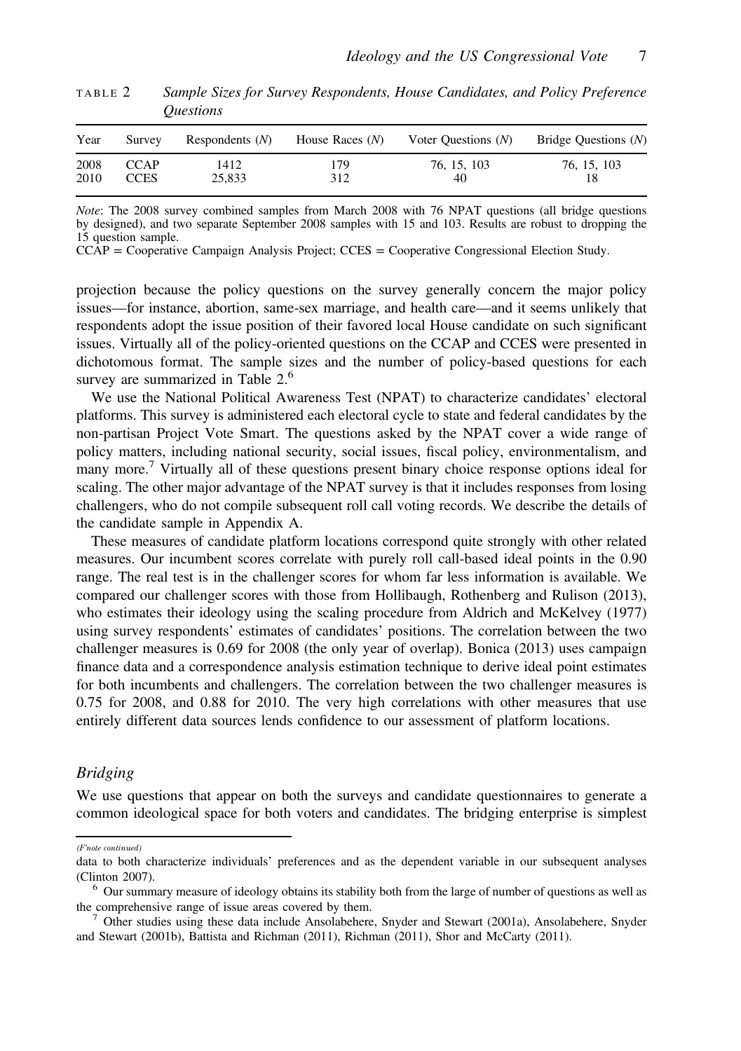TABLE 2 *Sample Sizes for Survey Respondents, House Candidates, and Policy Preference Questions*

| Year | Survey | Respondents (*N*) | House Races (*N*) | Voter Questions (*N*) | Bridge Questions (*N*) |
|---|---|---|---|---|---|
| 2008 | CCAP | 1412 | 179 | 76, 15, 103 | 76, 15, 103 |
| 2010 | CCES | 25,833 | 312 | 40 | 18 |

*Note*: The 2008 survey combined samples from March 2008 with 76 NPAT questions (all bridge questions by designed), and two separate September 2008 samples with 15 and 103. Results are robust to dropping the 15 question sample.
CCAP = Cooperative Campaign Analysis Project; CCES = Cooperative Congressional Election Study.

projection because the policy questions on the survey generally concern the major policy issues—for instance, abortion, same-sex marriage, and health care—and it seems unlikely that respondents adopt the issue position of their favored local House candidate on such significant issues. Virtually all of the policy-oriented questions on the CCAP and CCES were presented in dichotomous format. The sample sizes and the number of policy-based questions for each survey are summarized in Table 2.[6]

We use the National Political Awareness Test (NPAT) to characterize candidates' electoral platforms. This survey is administered each electoral cycle to state and federal candidates by the non-partisan Project Vote Smart. The questions asked by the NPAT cover a wide range of policy matters, including national security, social issues, fiscal policy, environmentalism, and many more.[7] Virtually all of these questions present binary choice response options ideal for scaling. The other major advantage of the NPAT survey is that it includes responses from losing challengers, who do not compile subsequent roll call voting records. We describe the details of the candidate sample in Appendix A.

These measures of candidate platform locations correspond quite strongly with other related measures. Our incumbent scores correlate with purely roll call-based ideal points in the 0.90 range. The real test is in the challenger scores for whom far less information is available. We compared our challenger scores with those from Hollibaugh, Rothenberg and Rulison (2013), who estimates their ideology using the scaling procedure from Aldrich and McKelvey (1977) using survey respondents' estimates of candidates' positions. The correlation between the two challenger measures is 0.69 for 2008 (the only year of overlap). Bonica (2013) uses campaign finance data and a correspondence analysis estimation technique to derive ideal point estimates for both incumbents and challengers. The correlation between the two challenger measures is 0.75 for 2008, and 0.88 for 2010. The very high correlations with other measures that use entirely different data sources lends confidence to our assessment of platform locations.

### *Bridging*

We use questions that appear on both the surveys and candidate questionnaires to generate a common ideological space for both voters and candidates. The bridging enterprise is simplest

---

*(F'note continued)*
data to both characterize individuals' preferences and as the dependent variable in our subsequent analyses (Clinton 2007).

[6] Our summary measure of ideology obtains its stability both from the large of number of questions as well as the comprehensive range of issue areas covered by them.

[7] Other studies using these data include Ansolabehere, Snyder and Stewart (2001a), Ansolabehere, Snyder and Stewart (2001b), Battista and Richman (2011), Richman (2011), Shor and McCarty (2011).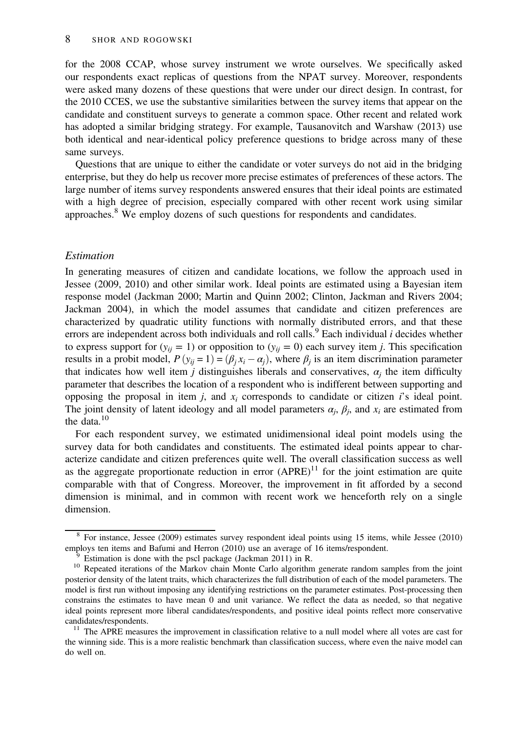for the 2008 CCAP, whose survey instrument we wrote ourselves. We specifically asked our respondents exact replicas of questions from the NPAT survey. Moreover, respondents were asked many dozens of these questions that were under our direct design. In contrast, for the 2010 CCES, we use the substantive similarities between the survey items that appear on the candidate and constituent surveys to generate a common space. Other recent and related work has adopted a similar bridging strategy. For example, Tausanovitch and Warshaw (2013) use both identical and near-identical policy preference questions to bridge across many of these same surveys.

Questions that are unique to either the candidate or voter surveys do not aid in the bridging enterprise, but they do help us recover more precise estimates of preferences of these actors. The large number of items survey respondents answered ensures that their ideal points are estimated with a high degree of precision, especially compared with other recent work using similar approaches.[8] We employ dozens of such questions for respondents and candidates.

### *Estimation*

In generating measures of citizen and candidate locations, we follow the approach used in Jessee (2009, 2010) and other similar work. Ideal points are estimated using a Bayesian item response model (Jackman 2000; Martin and Quinn 2002; Clinton, Jackman and Rivers 2004; Jackman 2004), in which the model assumes that candidate and citizen preferences are characterized by quadratic utility functions with normally distributed errors, and that these errors are independent across both individuals and roll calls.[9] Each individual $i$ decides whether to express support for ($y_{ij} = 1$) or opposition to ($y_{ij} = 0$) each survey item $j$. This specification results in a probit model, $P(y_{ij} = 1) = (\beta_j x_i - \alpha_j)$, where $\beta_j$ is an item discrimination parameter that indicates how well item $j$ distinguishes liberals and conservatives, $\alpha_j$ the item difficulty parameter that describes the location of a respondent who is indifferent between supporting and opposing the proposal in item $j$, and $x_i$ corresponds to candidate or citizen $i$'s ideal point. The joint density of latent ideology and all model parameters $\alpha_j$, $\beta_j$, and $x_i$ are estimated from the data.[10]

For each respondent survey, we estimated unidimensional ideal point models using the survey data for both candidates and constituents. The estimated ideal points appear to characterize candidate and citizen preferences quite well. The overall classification success as well as the aggregate proportionate reduction in error (APRE)[11] for the joint estimation are quite comparable with that of Congress. Moreover, the improvement in fit afforded by a second dimension is minimal, and in common with recent work we henceforth rely on a single dimension.

---

[8] For instance, Jessee (2009) estimates survey respondent ideal points using 15 items, while Jessee (2010) employs ten items and Bafumi and Herron (2010) use an average of 16 items/respondent.

[9] Estimation is done with the pscl package (Jackman 2011) in R.

[10] Repeated iterations of the Markov chain Monte Carlo algorithm generate random samples from the joint posterior density of the latent traits, which characterizes the full distribution of each of the model parameters. The model is first run without imposing any identifying restrictions on the parameter estimates. Post-processing then constrains the estimates to have mean 0 and unit variance. We reflect the data as needed, so that negative ideal points represent more liberal candidates/respondents, and positive ideal points reflect more conservative candidates/respondents.

[11] The APRE measures the improvement in classification relative to a null model where all votes are cast for the winning side. This is a more realistic benchmark than classification success, where even the naive model can do well on.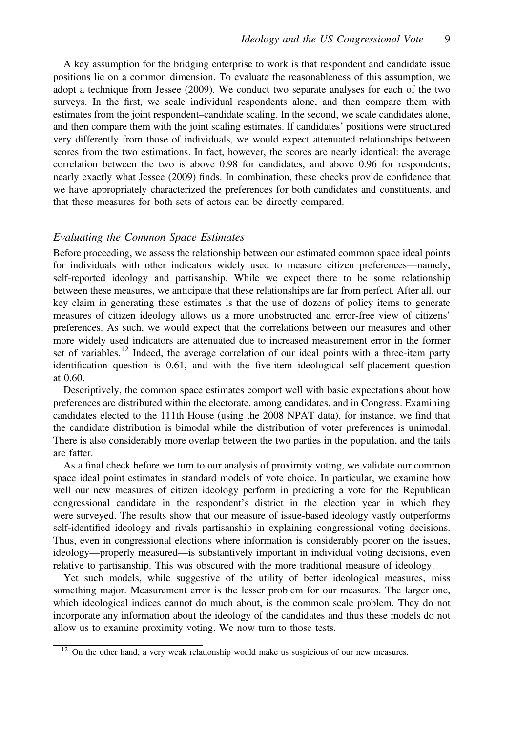A key assumption for the bridging enterprise to work is that respondent and candidate issue positions lie on a common dimension. To evaluate the reasonableness of this assumption, we adopt a technique from Jessee (2009). We conduct two separate analyses for each of the two surveys. In the first, we scale individual respondents alone, and then compare them with estimates from the joint respondent–candidate scaling. In the second, we scale candidates alone, and then compare them with the joint scaling estimates. If candidates' positions were structured very differently from those of individuals, we would expect attenuated relationships between scores from the two estimations. In fact, however, the scores are nearly identical: the average correlation between the two is above 0.98 for candidates, and above 0.96 for respondents; nearly exactly what Jessee (2009) finds. In combination, these checks provide confidence that we have appropriately characterized the preferences for both candidates and constituents, and that these measures for both sets of actors can be directly compared.

### *Evaluating the Common Space Estimates*

Before proceeding, we assess the relationship between our estimated common space ideal points for individuals with other indicators widely used to measure citizen preferences—namely, self-reported ideology and partisanship. While we expect there to be some relationship between these measures, we anticipate that these relationships are far from perfect. After all, our key claim in generating these estimates is that the use of dozens of policy items to generate measures of citizen ideology allows us a more unobstructed and error-free view of citizens' preferences. As such, we would expect that the correlations between our measures and other more widely used indicators are attenuated due to increased measurement error in the former set of variables.[12] Indeed, the average correlation of our ideal points with a three-item party identification question is 0.61, and with the five-item ideological self-placement question at 0.60.

Descriptively, the common space estimates comport well with basic expectations about how preferences are distributed within the electorate, among candidates, and in Congress. Examining candidates elected to the 111th House (using the 2008 NPAT data), for instance, we find that the candidate distribution is bimodal while the distribution of voter preferences is unimodal. There is also considerably more overlap between the two parties in the population, and the tails are fatter.

As a final check before we turn to our analysis of proximity voting, we validate our common space ideal point estimates in standard models of vote choice. In particular, we examine how well our new measures of citizen ideology perform in predicting a vote for the Republican congressional candidate in the respondent's district in the election year in which they were surveyed. The results show that our measure of issue-based ideology vastly outperforms self-identified ideology and rivals partisanship in explaining congressional voting decisions. Thus, even in congressional elections where information is considerably poorer on the issues, ideology—properly measured—is substantively important in individual voting decisions, even relative to partisanship. This was obscured with the more traditional measure of ideology.

Yet such models, while suggestive of the utility of better ideological measures, miss something major. Measurement error is the lesser problem for our measures. The larger one, which ideological indices cannot do much about, is the common scale problem. They do not incorporate any information about the ideology of the candidates and thus these models do not allow us to examine proximity voting. We now turn to those tests.

[12] On the other hand, a very weak relationship would make us suspicious of our new measures.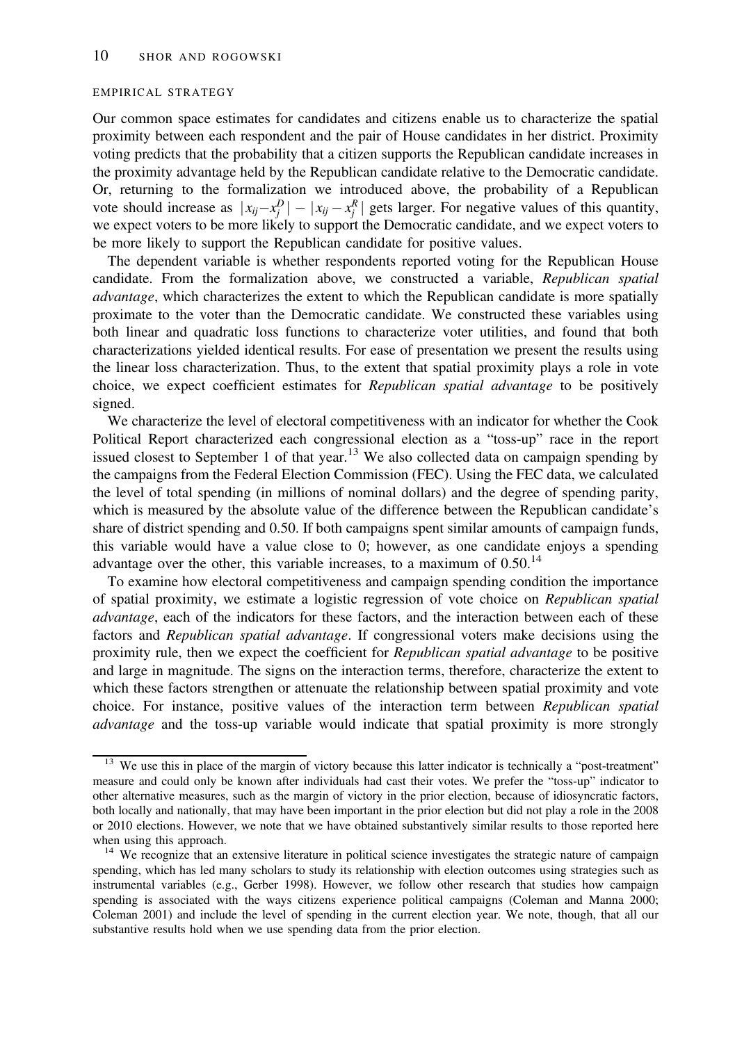## EMPIRICAL STRATEGY

Our common space estimates for candidates and citizens enable us to characterize the spatial proximity between each respondent and the pair of House candidates in her district. Proximity voting predicts that the probability that a citizen supports the Republican candidate increases in the proximity advantage held by the Republican candidate relative to the Democratic candidate. Or, returning to the formalization we introduced above, the probability of a Republican vote should increase as $|x_{ij}-x_j^D| - |x_{ij}-x_j^R|$ gets larger. For negative values of this quantity, we expect voters to be more likely to support the Democratic candidate, and we expect voters to be more likely to support the Republican candidate for positive values.

The dependent variable is whether respondents reported voting for the Republican House candidate. From the formalization above, we constructed a variable, *Republican spatial advantage*, which characterizes the extent to which the Republican candidate is more spatially proximate to the voter than the Democratic candidate. We constructed these variables using both linear and quadratic loss functions to characterize voter utilities, and found that both characterizations yielded identical results. For ease of presentation we present the results using the linear loss characterization. Thus, to the extent that spatial proximity plays a role in vote choice, we expect coefficient estimates for *Republican spatial advantage* to be positively signed.

We characterize the level of electoral competitiveness with an indicator for whether the Cook Political Report characterized each congressional election as a "toss-up" race in the report issued closest to September 1 of that year.[13] We also collected data on campaign spending by the campaigns from the Federal Election Commission (FEC). Using the FEC data, we calculated the level of total spending (in millions of nominal dollars) and the degree of spending parity, which is measured by the absolute value of the difference between the Republican candidate's share of district spending and 0.50. If both campaigns spent similar amounts of campaign funds, this variable would have a value close to 0; however, as one candidate enjoys a spending advantage over the other, this variable increases, to a maximum of 0.50.[14]

To examine how electoral competitiveness and campaign spending condition the importance of spatial proximity, we estimate a logistic regression of vote choice on *Republican spatial advantage*, each of the indicators for these factors, and the interaction between each of these factors and *Republican spatial advantage*. If congressional voters make decisions using the proximity rule, then we expect the coefficient for *Republican spatial advantage* to be positive and large in magnitude. The signs on the interaction terms, therefore, characterize the extent to which these factors strengthen or attenuate the relationship between spatial proximity and vote choice. For instance, positive values of the interaction term between *Republican spatial advantage* and the toss-up variable would indicate that spatial proximity is more strongly

[13] We use this in place of the margin of victory because this latter indicator is technically a "post-treatment" measure and could only be known after individuals had cast their votes. We prefer the "toss-up" indicator to other alternative measures, such as the margin of victory in the prior election, because of idiosyncratic factors, both locally and nationally, that may have been important in the prior election but did not play a role in the 2008 or 2010 elections. However, we note that we have obtained substantively similar results to those reported here when using this approach.

[14] We recognize that an extensive literature in political science investigates the strategic nature of campaign spending, which has led many scholars to study its relationship with election outcomes using strategies such as instrumental variables (e.g., Gerber 1998). However, we follow other research that studies how campaign spending is associated with the ways citizens experience political campaigns (Coleman and Manna 2000; Coleman 2001) and include the level of spending in the current election year. We note, though, that all our substantive results hold when we use spending data from the prior election.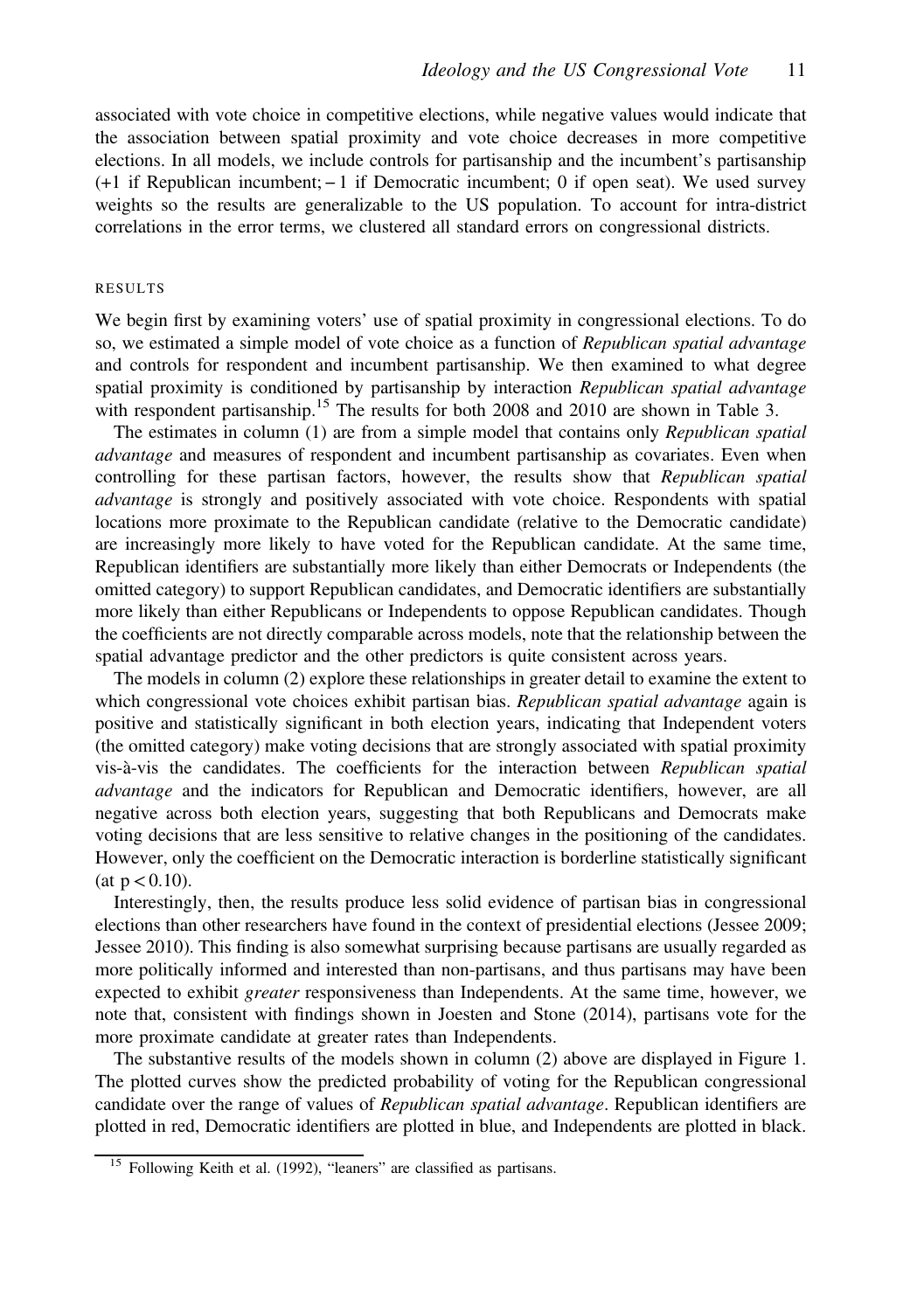associated with vote choice in competitive elections, while negative values would indicate that the association between spatial proximity and vote choice decreases in more competitive elections. In all models, we include controls for partisanship and the incumbent's partisanship (+1 if Republican incumbent; − 1 if Democratic incumbent; 0 if open seat). We used survey weights so the results are generalizable to the US population. To account for intra-district correlations in the error terms, we clustered all standard errors on congressional districts.

## RESULTS

We begin first by examining voters' use of spatial proximity in congressional elections. To do so, we estimated a simple model of vote choice as a function of *Republican spatial advantage* and controls for respondent and incumbent partisanship. We then examined to what degree spatial proximity is conditioned by partisanship by interaction *Republican spatial advantage* with respondent partisanship.[15] The results for both 2008 and 2010 are shown in Table 3.

The estimates in column (1) are from a simple model that contains only *Republican spatial advantage* and measures of respondent and incumbent partisanship as covariates. Even when controlling for these partisan factors, however, the results show that *Republican spatial advantage* is strongly and positively associated with vote choice. Respondents with spatial locations more proximate to the Republican candidate (relative to the Democratic candidate) are increasingly more likely to have voted for the Republican candidate. At the same time, Republican identifiers are substantially more likely than either Democrats or Independents (the omitted category) to support Republican candidates, and Democratic identifiers are substantially more likely than either Republicans or Independents to oppose Republican candidates. Though the coefficients are not directly comparable across models, note that the relationship between the spatial advantage predictor and the other predictors is quite consistent across years.

The models in column (2) explore these relationships in greater detail to examine the extent to which congressional vote choices exhibit partisan bias. *Republican spatial advantage* again is positive and statistically significant in both election years, indicating that Independent voters (the omitted category) make voting decisions that are strongly associated with spatial proximity vis-à-vis the candidates. The coefficients for the interaction between *Republican spatial advantage* and the indicators for Republican and Democratic identifiers, however, are all negative across both election years, suggesting that both Republicans and Democrats make voting decisions that are less sensitive to relative changes in the positioning of the candidates. However, only the coefficient on the Democratic interaction is borderline statistically significant (at $p < 0.10$).

Interestingly, then, the results produce less solid evidence of partisan bias in congressional elections than other researchers have found in the context of presidential elections (Jessee 2009; Jessee 2010). This finding is also somewhat surprising because partisans are usually regarded as more politically informed and interested than non-partisans, and thus partisans may have been expected to exhibit *greater* responsiveness than Independents. At the same time, however, we note that, consistent with findings shown in Joesten and Stone (2014), partisans vote for the more proximate candidate at greater rates than Independents.

The substantive results of the models shown in column (2) above are displayed in Figure 1. The plotted curves show the predicted probability of voting for the Republican congressional candidate over the range of values of *Republican spatial advantage*. Republican identifiers are plotted in red, Democratic identifiers are plotted in blue, and Independents are plotted in black.

[15] Following Keith et al. (1992), "leaners" are classified as partisans.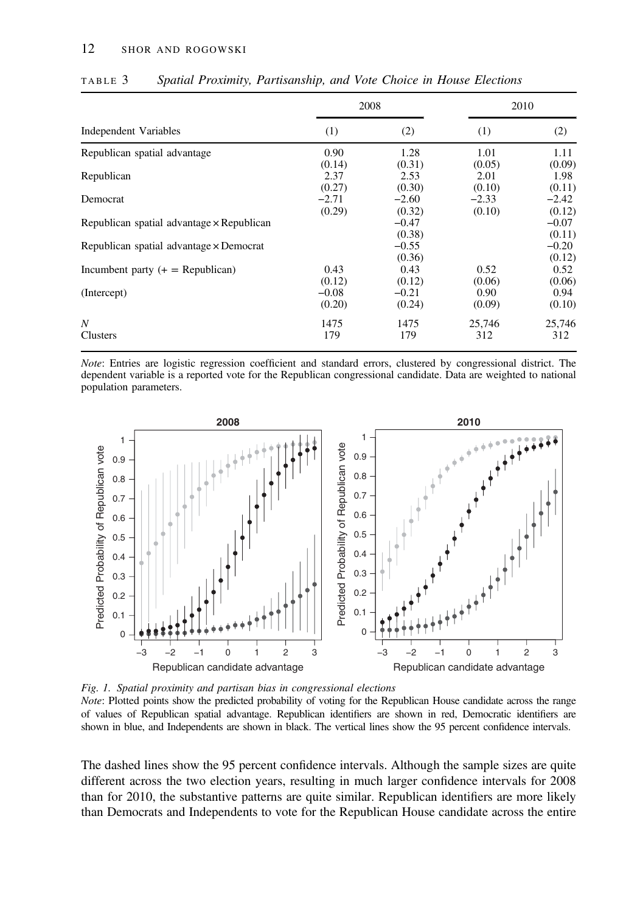TABLE 3 *Spatial Proximity, Partisanship, and Vote Choice in House Elections*

| Independent Variables | 2008 (1) | 2008 (2) | 2010 (1) | 2010 (2) |
|---|---|---|---|---|
| Republican spatial advantage | 0.90 | 1.28 | 1.01 | 1.11 |
| | (0.14) | (0.31) | (0.05) | (0.09) |
| Republican | 2.37 | 2.53 | 2.01 | 1.98 |
| | (0.27) | (0.30) | (0.10) | (0.11) |
| Democrat | −2.71 | −2.60 | −2.33 | −2.42 |
| | (0.29) | (0.32) | (0.10) | (0.12) |
| Republican spatial advantage × Republican | | −0.47 | | −0.07 |
| | | (0.38) | | (0.11) |
| Republican spatial advantage × Democrat | | −0.55 | | −0.20 |
| | | (0.36) | | (0.12) |
| Incumbent party (+ = Republican) | 0.43 | 0.43 | 0.52 | 0.52 |
| | (0.12) | (0.12) | (0.06) | (0.06) |
| (Intercept) | −0.08 | −0.21 | 0.90 | 0.94 |
| | (0.20) | (0.24) | (0.09) | (0.10) |
| *N* | 1475 | 1475 | 25,746 | 25,746 |
| Clusters | 179 | 179 | 312 | 312 |

*Note*: Entries are logistic regression coefficient and standard errors, clustered by congressional district. The dependent variable is a reported vote for the Republican congressional candidate. Data are weighted to national population parameters.

*Fig. 1. Spatial proximity and partisan bias in congressional elections*

*Note*: Plotted points show the predicted probability of voting for the Republican House candidate across the range of values of Republican spatial advantage. Republican identifiers are shown in red, Democratic identifiers are shown in blue, and Independents are shown in black. The vertical lines show the 95 percent confidence intervals.

The dashed lines show the 95 percent confidence intervals. Although the sample sizes are quite different across the two election years, resulting in much larger confidence intervals for 2008 than for 2010, the substantive patterns are quite similar. Republican identifiers are more likely than Democrats and Independents to vote for the Republican House candidate across the entire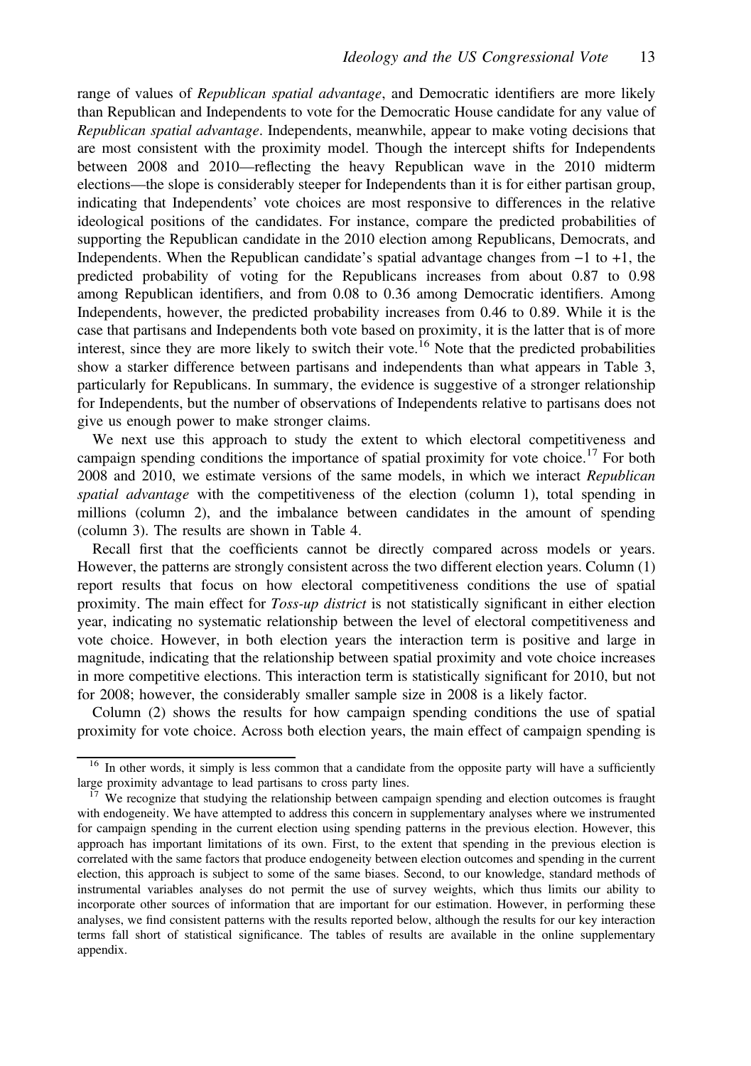range of values of *Republican spatial advantage*, and Democratic identifiers are more likely than Republican and Independents to vote for the Democratic House candidate for any value of *Republican spatial advantage*. Independents, meanwhile, appear to make voting decisions that are most consistent with the proximity model. Though the intercept shifts for Independents between 2008 and 2010—reflecting the heavy Republican wave in the 2010 midterm elections—the slope is considerably steeper for Independents than it is for either partisan group, indicating that Independents' vote choices are most responsive to differences in the relative ideological positions of the candidates. For instance, compare the predicted probabilities of supporting the Republican candidate in the 2010 election among Republicans, Democrats, and Independents. When the Republican candidate's spatial advantage changes from −1 to +1, the predicted probability of voting for the Republicans increases from about 0.87 to 0.98 among Republican identifiers, and from 0.08 to 0.36 among Democratic identifiers. Among Independents, however, the predicted probability increases from 0.46 to 0.89. While it is the case that partisans and Independents both vote based on proximity, it is the latter that is of more interest, since they are more likely to switch their vote.[16] Note that the predicted probabilities show a starker difference between partisans and independents than what appears in Table 3, particularly for Republicans. In summary, the evidence is suggestive of a stronger relationship for Independents, but the number of observations of Independents relative to partisans does not give us enough power to make stronger claims.

We next use this approach to study the extent to which electoral competitiveness and campaign spending conditions the importance of spatial proximity for vote choice.[17] For both 2008 and 2010, we estimate versions of the same models, in which we interact *Republican spatial advantage* with the competitiveness of the election (column 1), total spending in millions (column 2), and the imbalance between candidates in the amount of spending (column 3). The results are shown in Table 4.

Recall first that the coefficients cannot be directly compared across models or years. However, the patterns are strongly consistent across the two different election years. Column (1) report results that focus on how electoral competitiveness conditions the use of spatial proximity. The main effect for *Toss-up district* is not statistically significant in either election year, indicating no systematic relationship between the level of electoral competitiveness and vote choice. However, in both election years the interaction term is positive and large in magnitude, indicating that the relationship between spatial proximity and vote choice increases in more competitive elections. This interaction term is statistically significant for 2010, but not for 2008; however, the considerably smaller sample size in 2008 is a likely factor.

Column (2) shows the results for how campaign spending conditions the use of spatial proximity for vote choice. Across both election years, the main effect of campaign spending is

[16] In other words, it simply is less common that a candidate from the opposite party will have a sufficiently large proximity advantage to lead partisans to cross party lines.

[17] We recognize that studying the relationship between campaign spending and election outcomes is fraught with endogeneity. We have attempted to address this concern in supplementary analyses where we instrumented for campaign spending in the current election using spending patterns in the previous election. However, this approach has important limitations of its own. First, to the extent that spending in the previous election is correlated with the same factors that produce endogeneity between election outcomes and spending in the current election, this approach is subject to some of the same biases. Second, to our knowledge, standard methods of instrumental variables analyses do not permit the use of survey weights, which thus limits our ability to incorporate other sources of information that are important for our estimation. However, in performing these analyses, we find consistent patterns with the results reported below, although the results for our key interaction terms fall short of statistical significance. The tables of results are available in the online supplementary appendix.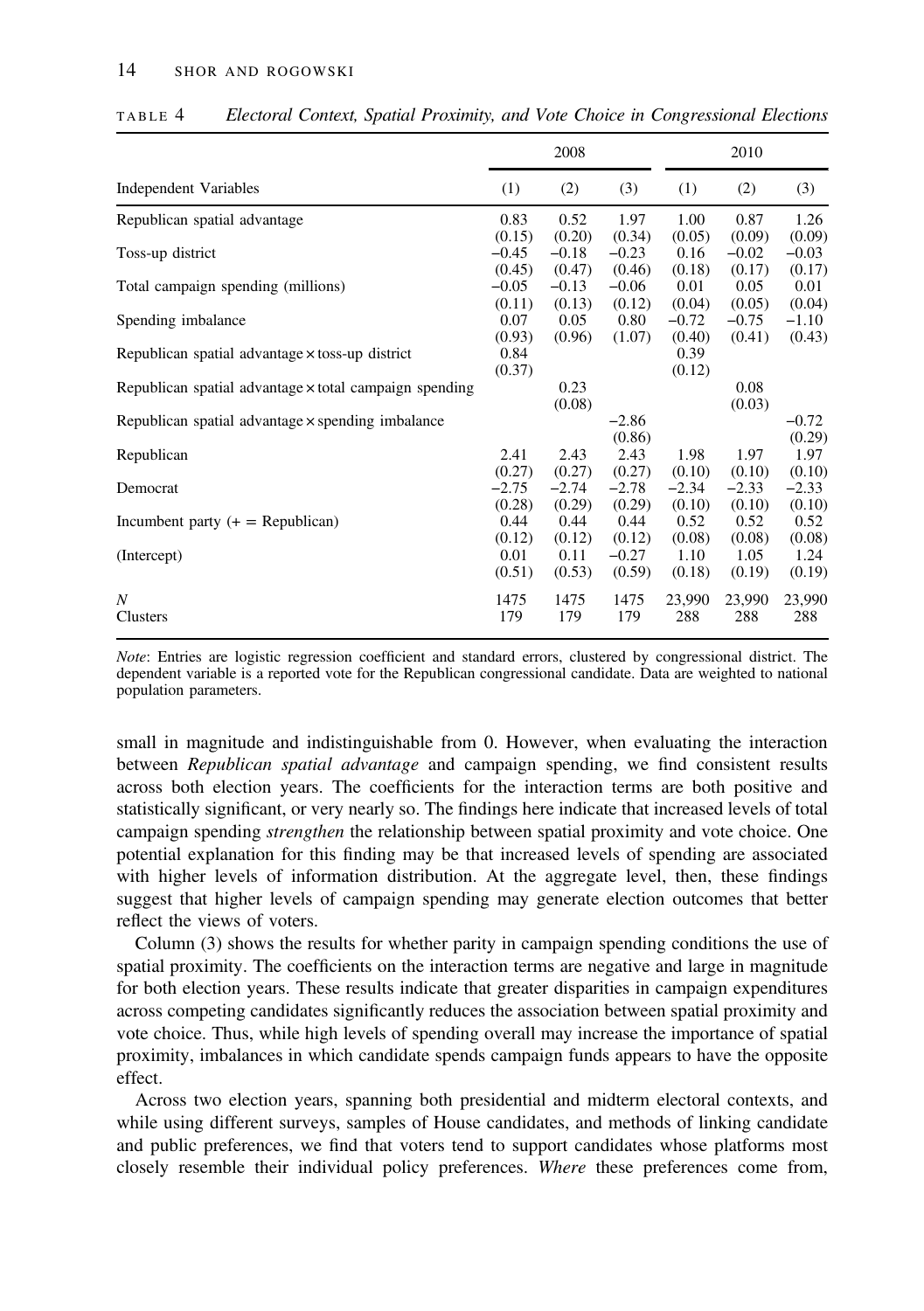TABLE 4 *Electoral Context, Spatial Proximity, and Vote Choice in Congressional Elections*

| | 2008 | | | 2010 | | |
|---|---|---|---|---|---|---|
| Independent Variables | (1) | (2) | (3) | (1) | (2) | (3) |
| Republican spatial advantage | 0.83 | 0.52 | 1.97 | 1.00 | 0.87 | 1.26 |
| | (0.15) | (0.20) | (0.34) | (0.05) | (0.09) | (0.09) |
| Toss-up district | −0.45 | −0.18 | −0.23 | 0.16 | −0.02 | −0.03 |
| | (0.45) | (0.47) | (0.46) | (0.18) | (0.17) | (0.17) |
| Total campaign spending (millions) | −0.05 | −0.13 | −0.06 | 0.01 | 0.05 | 0.01 |
| | (0.11) | (0.13) | (0.12) | (0.04) | (0.05) | (0.04) |
| Spending imbalance | 0.07 | 0.05 | 0.80 | −0.72 | −0.75 | −1.10 |
| | (0.93) | (0.96) | (1.07) | (0.40) | (0.41) | (0.43) |
| Republican spatial advantage × toss-up district | 0.84 | | | 0.39 | | |
| | (0.37) | | | (0.12) | | |
| Republican spatial advantage × total campaign spending | | 0.23 | | | 0.08 | |
| | | (0.08) | | | (0.03) | |
| Republican spatial advantage × spending imbalance | | | −2.86 | | | −0.72 |
| | | | (0.86) | | | (0.29) |
| Republican | 2.41 | 2.43 | 2.43 | 1.98 | 1.97 | 1.97 |
| | (0.27) | (0.27) | (0.27) | (0.10) | (0.10) | (0.10) |
| Democrat | −2.75 | −2.74 | −2.78 | −2.34 | −2.33 | −2.33 |
| | (0.28) | (0.29) | (0.29) | (0.10) | (0.10) | (0.10) |
| Incumbent party (+ = Republican) | 0.44 | 0.44 | 0.44 | 0.52 | 0.52 | 0.52 |
| | (0.12) | (0.12) | (0.12) | (0.08) | (0.08) | (0.08) |
| (Intercept) | 0.01 | 0.11 | −0.27 | 1.10 | 1.05 | 1.24 |
| | (0.51) | (0.53) | (0.59) | (0.18) | (0.19) | (0.19) |
| *N* | 1475 | 1475 | 1475 | 23,990 | 23,990 | 23,990 |
| Clusters | 179 | 179 | 179 | 288 | 288 | 288 |

*Note*: Entries are logistic regression coefficient and standard errors, clustered by congressional district. The dependent variable is a reported vote for the Republican congressional candidate. Data are weighted to national population parameters.

small in magnitude and indistinguishable from 0. However, when evaluating the interaction between *Republican spatial advantage* and campaign spending, we find consistent results across both election years. The coefficients for the interaction terms are both positive and statistically significant, or very nearly so. The findings here indicate that increased levels of total campaign spending *strengthen* the relationship between spatial proximity and vote choice. One potential explanation for this finding may be that increased levels of spending are associated with higher levels of information distribution. At the aggregate level, then, these findings suggest that higher levels of campaign spending may generate election outcomes that better reflect the views of voters.

Column (3) shows the results for whether parity in campaign spending conditions the use of spatial proximity. The coefficients on the interaction terms are negative and large in magnitude for both election years. These results indicate that greater disparities in campaign expenditures across competing candidates significantly reduces the association between spatial proximity and vote choice. Thus, while high levels of spending overall may increase the importance of spatial proximity, imbalances in which candidate spends campaign funds appears to have the opposite effect.

Across two election years, spanning both presidential and midterm electoral contexts, and while using different surveys, samples of House candidates, and methods of linking candidate and public preferences, we find that voters tend to support candidates whose platforms most closely resemble their individual policy preferences. *Where* these preferences come from,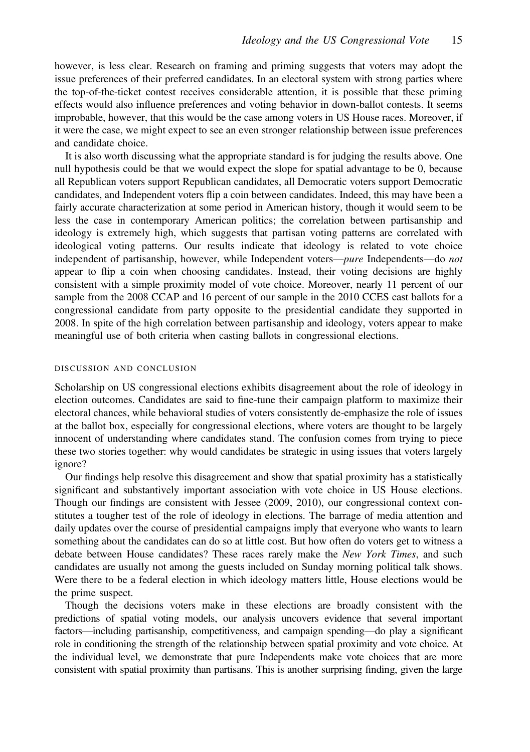however, is less clear. Research on framing and priming suggests that voters may adopt the issue preferences of their preferred candidates. In an electoral system with strong parties where the top-of-the-ticket contest receives considerable attention, it is possible that these priming effects would also influence preferences and voting behavior in down-ballot contests. It seems improbable, however, that this would be the case among voters in US House races. Moreover, if it were the case, we might expect to see an even stronger relationship between issue preferences and candidate choice.

It is also worth discussing what the appropriate standard is for judging the results above. One null hypothesis could be that we would expect the slope for spatial advantage to be 0, because all Republican voters support Republican candidates, all Democratic voters support Democratic candidates, and Independent voters flip a coin between candidates. Indeed, this may have been a fairly accurate characterization at some period in American history, though it would seem to be less the case in contemporary American politics; the correlation between partisanship and ideology is extremely high, which suggests that partisan voting patterns are correlated with ideological voting patterns. Our results indicate that ideology is related to vote choice independent of partisanship, however, while Independent voters—*pure* Independents—do *not* appear to flip a coin when choosing candidates. Instead, their voting decisions are highly consistent with a simple proximity model of vote choice. Moreover, nearly 11 percent of our sample from the 2008 CCAP and 16 percent of our sample in the 2010 CCES cast ballots for a congressional candidate from party opposite to the presidential candidate they supported in 2008. In spite of the high correlation between partisanship and ideology, voters appear to make meaningful use of both criteria when casting ballots in congressional elections.

## DISCUSSION AND CONCLUSION

Scholarship on US congressional elections exhibits disagreement about the role of ideology in election outcomes. Candidates are said to fine-tune their campaign platform to maximize their electoral chances, while behavioral studies of voters consistently de-emphasize the role of issues at the ballot box, especially for congressional elections, where voters are thought to be largely innocent of understanding where candidates stand. The confusion comes from trying to piece these two stories together: why would candidates be strategic in using issues that voters largely ignore?

Our findings help resolve this disagreement and show that spatial proximity has a statistically significant and substantively important association with vote choice in US House elections. Though our findings are consistent with Jessee (2009, 2010), our congressional context constitutes a tougher test of the role of ideology in elections. The barrage of media attention and daily updates over the course of presidential campaigns imply that everyone who wants to learn something about the candidates can do so at little cost. But how often do voters get to witness a debate between House candidates? These races rarely make the *New York Times*, and such candidates are usually not among the guests included on Sunday morning political talk shows. Were there to be a federal election in which ideology matters little, House elections would be the prime suspect.

Though the decisions voters make in these elections are broadly consistent with the predictions of spatial voting models, our analysis uncovers evidence that several important factors—including partisanship, competitiveness, and campaign spending—do play a significant role in conditioning the strength of the relationship between spatial proximity and vote choice. At the individual level, we demonstrate that pure Independents make vote choices that are more consistent with spatial proximity than partisans. This is another surprising finding, given the large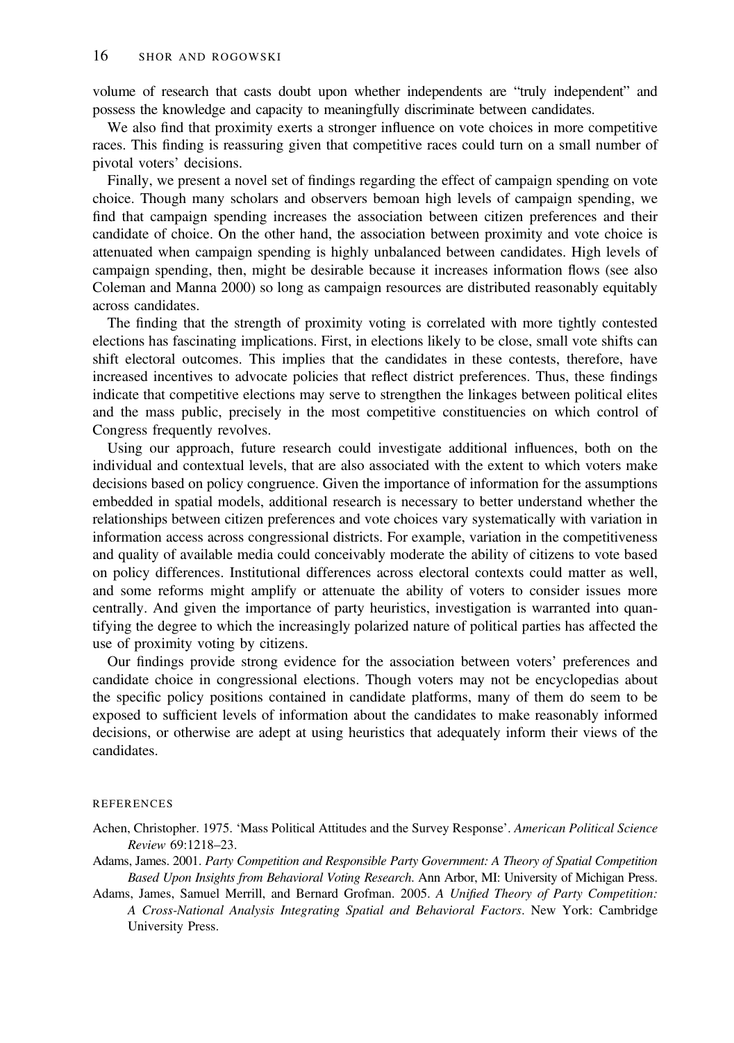volume of research that casts doubt upon whether independents are "truly independent" and possess the knowledge and capacity to meaningfully discriminate between candidates.

We also find that proximity exerts a stronger influence on vote choices in more competitive races. This finding is reassuring given that competitive races could turn on a small number of pivotal voters' decisions.

Finally, we present a novel set of findings regarding the effect of campaign spending on vote choice. Though many scholars and observers bemoan high levels of campaign spending, we find that campaign spending increases the association between citizen preferences and their candidate of choice. On the other hand, the association between proximity and vote choice is attenuated when campaign spending is highly unbalanced between candidates. High levels of campaign spending, then, might be desirable because it increases information flows (see also Coleman and Manna 2000) so long as campaign resources are distributed reasonably equitably across candidates.

The finding that the strength of proximity voting is correlated with more tightly contested elections has fascinating implications. First, in elections likely to be close, small vote shifts can shift electoral outcomes. This implies that the candidates in these contests, therefore, have increased incentives to advocate policies that reflect district preferences. Thus, these findings indicate that competitive elections may serve to strengthen the linkages between political elites and the mass public, precisely in the most competitive constituencies on which control of Congress frequently revolves.

Using our approach, future research could investigate additional influences, both on the individual and contextual levels, that are also associated with the extent to which voters make decisions based on policy congruence. Given the importance of information for the assumptions embedded in spatial models, additional research is necessary to better understand whether the relationships between citizen preferences and vote choices vary systematically with variation in information access across congressional districts. For example, variation in the competitiveness and quality of available media could conceivably moderate the ability of citizens to vote based on policy differences. Institutional differences across electoral contexts could matter as well, and some reforms might amplify or attenuate the ability of voters to consider issues more centrally. And given the importance of party heuristics, investigation is warranted into quantifying the degree to which the increasingly polarized nature of political parties has affected the use of proximity voting by citizens.

Our findings provide strong evidence for the association between voters' preferences and candidate choice in congressional elections. Though voters may not be encyclopedias about the specific policy positions contained in candidate platforms, many of them do seem to be exposed to sufficient levels of information about the candidates to make reasonably informed decisions, or otherwise are adept at using heuristics that adequately inform their views of the candidates.

## REFERENCES

Achen, Christopher. 1975. 'Mass Political Attitudes and the Survey Response'. *American Political Science Review* 69:1218–23.

Adams, James. 2001. *Party Competition and Responsible Party Government: A Theory of Spatial Competition Based Upon Insights from Behavioral Voting Research*. Ann Arbor, MI: University of Michigan Press.

Adams, James, Samuel Merrill, and Bernard Grofman. 2005. *A Unified Theory of Party Competition: A Cross-National Analysis Integrating Spatial and Behavioral Factors*. New York: Cambridge University Press.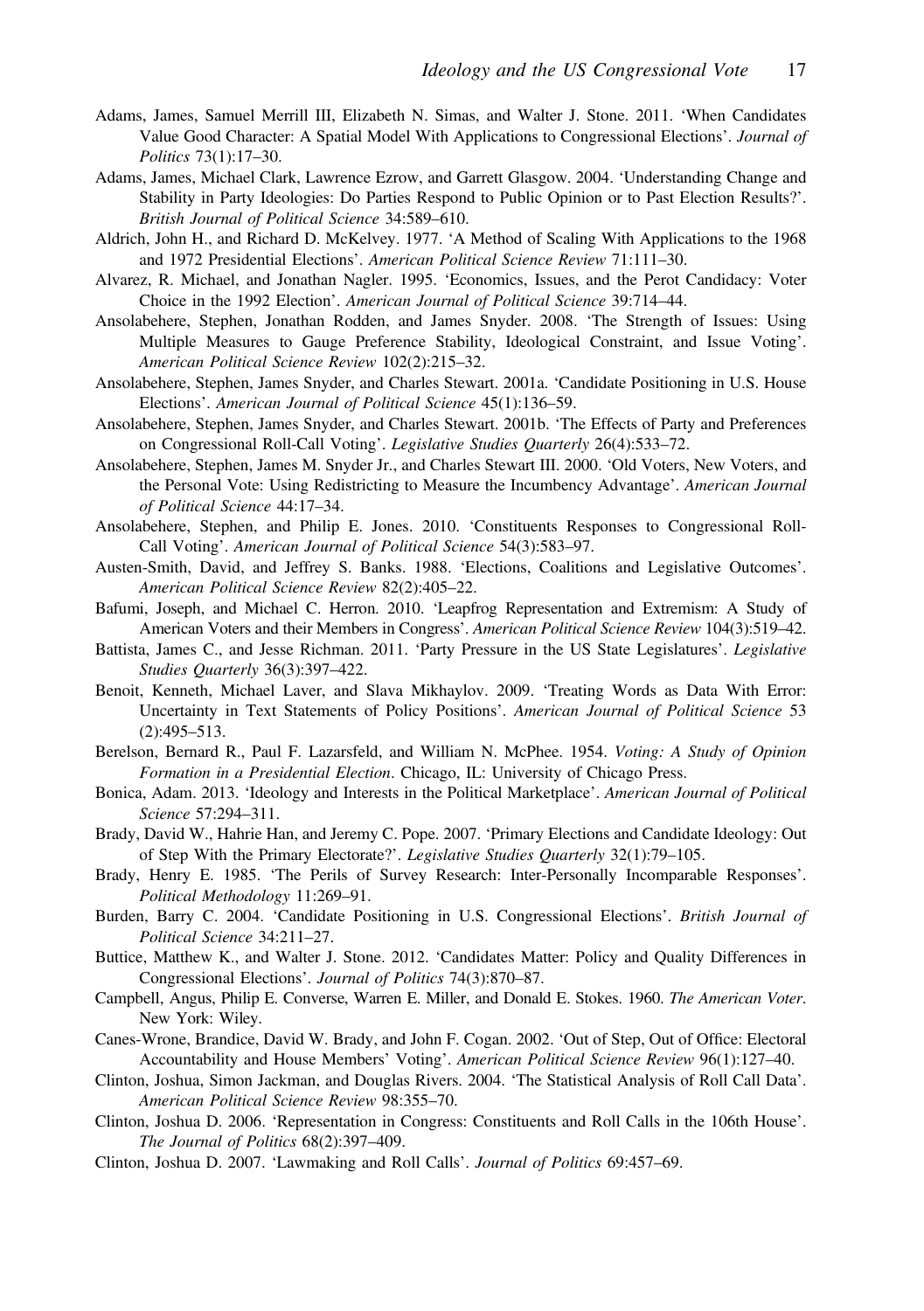Adams, James, Samuel Merrill III, Elizabeth N. Simas, and Walter J. Stone. 2011. 'When Candidates Value Good Character: A Spatial Model With Applications to Congressional Elections'. *Journal of Politics* 73(1):17–30.

Adams, James, Michael Clark, Lawrence Ezrow, and Garrett Glasgow. 2004. 'Understanding Change and Stability in Party Ideologies: Do Parties Respond to Public Opinion or to Past Election Results?'. *British Journal of Political Science* 34:589–610.

Aldrich, John H., and Richard D. McKelvey. 1977. 'A Method of Scaling With Applications to the 1968 and 1972 Presidential Elections'. *American Political Science Review* 71:111–30.

Alvarez, R. Michael, and Jonathan Nagler. 1995. 'Economics, Issues, and the Perot Candidacy: Voter Choice in the 1992 Election'. *American Journal of Political Science* 39:714–44.

Ansolabehere, Stephen, Jonathan Rodden, and James Snyder. 2008. 'The Strength of Issues: Using Multiple Measures to Gauge Preference Stability, Ideological Constraint, and Issue Voting'. *American Political Science Review* 102(2):215–32.

Ansolabehere, Stephen, James Snyder, and Charles Stewart. 2001a. 'Candidate Positioning in U.S. House Elections'. *American Journal of Political Science* 45(1):136–59.

Ansolabehere, Stephen, James Snyder, and Charles Stewart. 2001b. 'The Effects of Party and Preferences on Congressional Roll-Call Voting'. *Legislative Studies Quarterly* 26(4):533–72.

Ansolabehere, Stephen, James M. Snyder Jr., and Charles Stewart III. 2000. 'Old Voters, New Voters, and the Personal Vote: Using Redistricting to Measure the Incumbency Advantage'. *American Journal of Political Science* 44:17–34.

Ansolabehere, Stephen, and Philip E. Jones. 2010. 'Constituents Responses to Congressional Roll-Call Voting'. *American Journal of Political Science* 54(3):583–97.

Austen-Smith, David, and Jeffrey S. Banks. 1988. 'Elections, Coalitions and Legislative Outcomes'. *American Political Science Review* 82(2):405–22.

Bafumi, Joseph, and Michael C. Herron. 2010. 'Leapfrog Representation and Extremism: A Study of American Voters and their Members in Congress'. *American Political Science Review* 104(3):519–42.

Battista, James C., and Jesse Richman. 2011. 'Party Pressure in the US State Legislatures'. *Legislative Studies Quarterly* 36(3):397–422.

Benoit, Kenneth, Michael Laver, and Slava Mikhaylov. 2009. 'Treating Words as Data With Error: Uncertainty in Text Statements of Policy Positions'. *American Journal of Political Science* 53 (2):495–513.

Berelson, Bernard R., Paul F. Lazarsfeld, and William N. McPhee. 1954. *Voting: A Study of Opinion Formation in a Presidential Election*. Chicago, IL: University of Chicago Press.

Bonica, Adam. 2013. 'Ideology and Interests in the Political Marketplace'. *American Journal of Political Science* 57:294–311.

Brady, David W., Hahrie Han, and Jeremy C. Pope. 2007. 'Primary Elections and Candidate Ideology: Out of Step With the Primary Electorate?'. *Legislative Studies Quarterly* 32(1):79–105.

Brady, Henry E. 1985. 'The Perils of Survey Research: Inter-Personally Incomparable Responses'. *Political Methodology* 11:269–91.

Burden, Barry C. 2004. 'Candidate Positioning in U.S. Congressional Elections'. *British Journal of Political Science* 34:211–27.

Buttice, Matthew K., and Walter J. Stone. 2012. 'Candidates Matter: Policy and Quality Differences in Congressional Elections'. *Journal of Politics* 74(3):870–87.

Campbell, Angus, Philip E. Converse, Warren E. Miller, and Donald E. Stokes. 1960. *The American Voter*. New York: Wiley.

Canes-Wrone, Brandice, David W. Brady, and John F. Cogan. 2002. 'Out of Step, Out of Office: Electoral Accountability and House Members' Voting'. *American Political Science Review* 96(1):127–40.

Clinton, Joshua, Simon Jackman, and Douglas Rivers. 2004. 'The Statistical Analysis of Roll Call Data'. *American Political Science Review* 98:355–70.

Clinton, Joshua D. 2006. 'Representation in Congress: Constituents and Roll Calls in the 106th House'. *The Journal of Politics* 68(2):397–409.

Clinton, Joshua D. 2007. 'Lawmaking and Roll Calls'. *Journal of Politics* 69:457–69.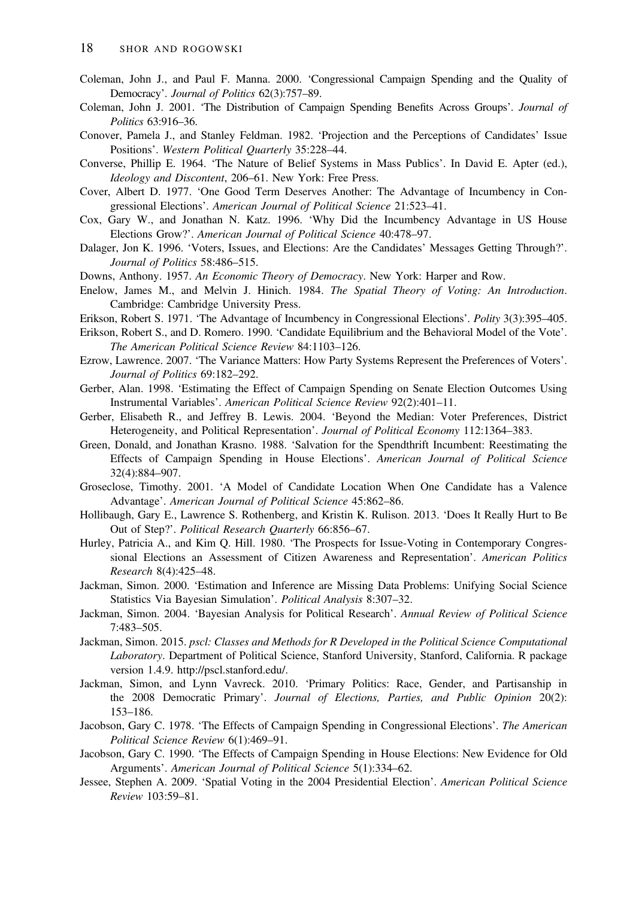Coleman, John J., and Paul F. Manna. 2000. 'Congressional Campaign Spending and the Quality of Democracy'. *Journal of Politics* 62(3):757–89.

Coleman, John J. 2001. 'The Distribution of Campaign Spending Benefits Across Groups'. *Journal of Politics* 63:916–36.

Conover, Pamela J., and Stanley Feldman. 1982. 'Projection and the Perceptions of Candidates' Issue Positions'. *Western Political Quarterly* 35:228–44.

Converse, Phillip E. 1964. 'The Nature of Belief Systems in Mass Publics'. In David E. Apter (ed.), *Ideology and Discontent*, 206–61. New York: Free Press.

Cover, Albert D. 1977. 'One Good Term Deserves Another: The Advantage of Incumbency in Congressional Elections'. *American Journal of Political Science* 21:523–41.

Cox, Gary W., and Jonathan N. Katz. 1996. 'Why Did the Incumbency Advantage in US House Elections Grow?'. *American Journal of Political Science* 40:478–97.

Dalager, Jon K. 1996. 'Voters, Issues, and Elections: Are the Candidates' Messages Getting Through?'. *Journal of Politics* 58:486–515.

Downs, Anthony. 1957. *An Economic Theory of Democracy*. New York: Harper and Row.

Enelow, James M., and Melvin J. Hinich. 1984. *The Spatial Theory of Voting: An Introduction*. Cambridge: Cambridge University Press.

Erikson, Robert S. 1971. 'The Advantage of Incumbency in Congressional Elections'. *Polity* 3(3):395–405.

Erikson, Robert S., and D. Romero. 1990. 'Candidate Equilibrium and the Behavioral Model of the Vote'. *The American Political Science Review* 84:1103–126.

Ezrow, Lawrence. 2007. 'The Variance Matters: How Party Systems Represent the Preferences of Voters'. *Journal of Politics* 69:182–292.

Gerber, Alan. 1998. 'Estimating the Effect of Campaign Spending on Senate Election Outcomes Using Instrumental Variables'. *American Political Science Review* 92(2):401–11.

Gerber, Elisabeth R., and Jeffrey B. Lewis. 2004. 'Beyond the Median: Voter Preferences, District Heterogeneity, and Political Representation'. *Journal of Political Economy* 112:1364–383.

Green, Donald, and Jonathan Krasno. 1988. 'Salvation for the Spendthrift Incumbent: Reestimating the Effects of Campaign Spending in House Elections'. *American Journal of Political Science* 32(4):884–907.

Groseclose, Timothy. 2001. 'A Model of Candidate Location When One Candidate has a Valence Advantage'. *American Journal of Political Science* 45:862–86.

Hollibaugh, Gary E., Lawrence S. Rothenberg, and Kristin K. Rulison. 2013. 'Does It Really Hurt to Be Out of Step?'. *Political Research Quarterly* 66:856–67.

Hurley, Patricia A., and Kim Q. Hill. 1980. 'The Prospects for Issue-Voting in Contemporary Congressional Elections an Assessment of Citizen Awareness and Representation'. *American Politics Research* 8(4):425–48.

Jackman, Simon. 2000. 'Estimation and Inference are Missing Data Problems: Unifying Social Science Statistics Via Bayesian Simulation'. *Political Analysis* 8:307–32.

Jackman, Simon. 2004. 'Bayesian Analysis for Political Research'. *Annual Review of Political Science* 7:483–505.

Jackman, Simon. 2015. *pscl: Classes and Methods for R Developed in the Political Science Computational Laboratory*. Department of Political Science, Stanford University, Stanford, California. R package version 1.4.9. http://pscl.stanford.edu/.

Jackman, Simon, and Lynn Vavreck. 2010. 'Primary Politics: Race, Gender, and Partisanship in the 2008 Democratic Primary'. *Journal of Elections, Parties, and Public Opinion* 20(2): 153–186.

Jacobson, Gary C. 1978. 'The Effects of Campaign Spending in Congressional Elections'. *The American Political Science Review* 6(1):469–91.

Jacobson, Gary C. 1990. 'The Effects of Campaign Spending in House Elections: New Evidence for Old Arguments'. *American Journal of Political Science* 5(1):334–62.

Jessee, Stephen A. 2009. 'Spatial Voting in the 2004 Presidential Election'. *American Political Science Review* 103:59–81.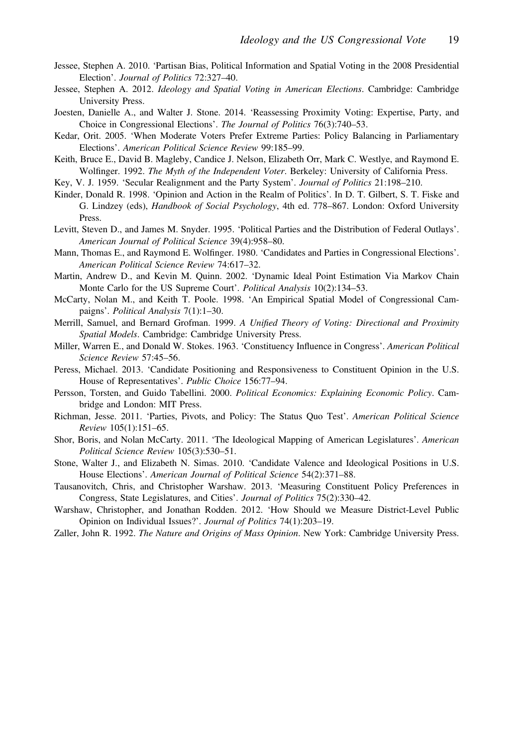Jessee, Stephen A. 2010. 'Partisan Bias, Political Information and Spatial Voting in the 2008 Presidential Election'. *Journal of Politics* 72:327–40.

Jessee, Stephen A. 2012. *Ideology and Spatial Voting in American Elections*. Cambridge: Cambridge University Press.

Joesten, Danielle A., and Walter J. Stone. 2014. 'Reassessing Proximity Voting: Expertise, Party, and Choice in Congressional Elections'. *The Journal of Politics* 76(3):740–53.

Kedar, Orit. 2005. 'When Moderate Voters Prefer Extreme Parties: Policy Balancing in Parliamentary Elections'. *American Political Science Review* 99:185–99.

Keith, Bruce E., David B. Magleby, Candice J. Nelson, Elizabeth Orr, Mark C. Westlye, and Raymond E. Wolfinger. 1992. *The Myth of the Independent Voter*. Berkeley: University of California Press.

Key, V. J. 1959. 'Secular Realignment and the Party System'. *Journal of Politics* 21:198–210.

Kinder, Donald R. 1998. 'Opinion and Action in the Realm of Politics'. In D. T. Gilbert, S. T. Fiske and G. Lindzey (eds), *Handbook of Social Psychology*, 4th ed. 778–867. London: Oxford University Press.

Levitt, Steven D., and James M. Snyder. 1995. 'Political Parties and the Distribution of Federal Outlays'. *American Journal of Political Science* 39(4):958–80.

Mann, Thomas E., and Raymond E. Wolfinger. 1980. 'Candidates and Parties in Congressional Elections'. *American Political Science Review* 74:617–32.

Martin, Andrew D., and Kevin M. Quinn. 2002. 'Dynamic Ideal Point Estimation Via Markov Chain Monte Carlo for the US Supreme Court'. *Political Analysis* 10(2):134–53.

McCarty, Nolan M., and Keith T. Poole. 1998. 'An Empirical Spatial Model of Congressional Campaigns'. *Political Analysis* 7(1):1–30.

Merrill, Samuel, and Bernard Grofman. 1999. *A Unified Theory of Voting: Directional and Proximity Spatial Models*. Cambridge: Cambridge University Press.

Miller, Warren E., and Donald W. Stokes. 1963. 'Constituency Influence in Congress'. *American Political Science Review* 57:45–56.

Peress, Michael. 2013. 'Candidate Positioning and Responsiveness to Constituent Opinion in the U.S. House of Representatives'. *Public Choice* 156:77–94.

Persson, Torsten, and Guido Tabellini. 2000. *Political Economics: Explaining Economic Policy*. Cambridge and London: MIT Press.

Richman, Jesse. 2011. 'Parties, Pivots, and Policy: The Status Quo Test'. *American Political Science Review* 105(1):151–65.

Shor, Boris, and Nolan McCarty. 2011. 'The Ideological Mapping of American Legislatures'. *American Political Science Review* 105(3):530–51.

Stone, Walter J., and Elizabeth N. Simas. 2010. 'Candidate Valence and Ideological Positions in U.S. House Elections'. *American Journal of Political Science* 54(2):371–88.

Tausanovitch, Chris, and Christopher Warshaw. 2013. 'Measuring Constituent Policy Preferences in Congress, State Legislatures, and Cities'. *Journal of Politics* 75(2):330–42.

Warshaw, Christopher, and Jonathan Rodden. 2012. 'How Should we Measure District-Level Public Opinion on Individual Issues?'. *Journal of Politics* 74(1):203–19.

Zaller, John R. 1992. *The Nature and Origins of Mass Opinion*. New York: Cambridge University Press.